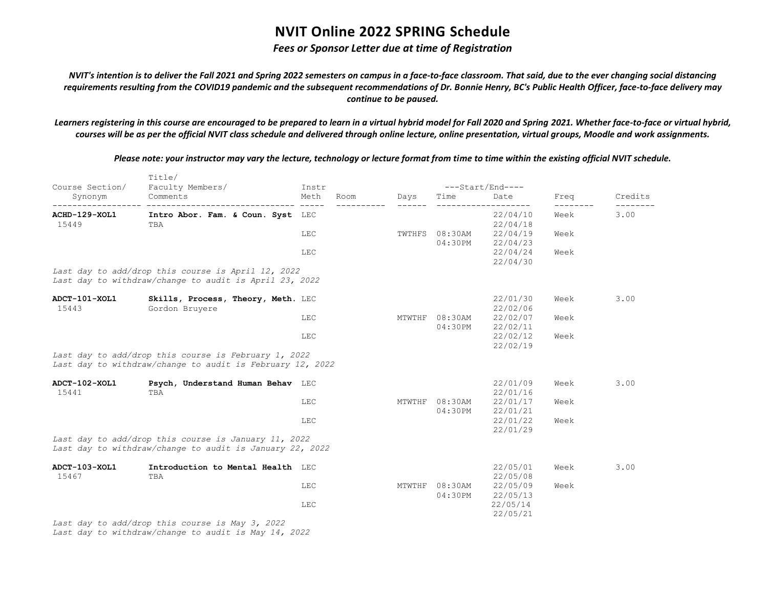# NVIT Online 2022 SPRING Schedule

***Fees or Sponsor Letter due at time of Registration***

*NVIT's intention is to deliver the Fall 2021 and Spring 2022 semesters on campus in a face-to-face classroom. That said, due to the ever changing social distancing requirements resulting from the COVID19 pandemic and the subsequent recommendations of Dr. Bonnie Henry, BC's Public Health Officer, face-to-face delivery may continue to be paused.*

*Learners registering in this course are encouraged to be prepared to learn in a virtual hybrid model for Fall 2020 and Spring 2021. Whether face-to-face or virtual hybrid, courses will be as per the official NVIT class schedule and delivered through online lecture, online presentation, virtual groups, Moodle and work assignments.*

*Please note: your instructor may vary the lecture, technology or lecture format from time to time within the existing official NVIT schedule.*

| Course Section/ Synonym | Title/ Faculty Members/ Comments | Instr Meth | Room | Days | Start/End Time | Start/End Date | Freq | Credits |
|---|---|---|---|---|---|---|---|---|
| **ACHD-129-XOL1** 15449 | **Intro Abor. Fam. & Coun. Syst** TBA | LEC | | | | 22/04/10 22/04/18 | Week | 3.00 |
| | | LEC | | TWTHFS | 08:30AM 04:30PM | 22/04/19 22/04/23 | Week | |
| | | LEC | | | | 22/04/24 22/04/30 | Week | |

*Last day to add/drop this course is April 12, 2022*
*Last day to withdraw/change to audit is April 23, 2022*

| Course Section/ Synonym | Title/ Faculty Members/ Comments | Instr Meth | Room | Days | Start/End Time | Start/End Date | Freq | Credits |
|---|---|---|---|---|---|---|---|---|
| **ADCT-101-XOL1** 15443 | **Skills, Process, Theory, Meth.** Gordon Bruyere | LEC | | | | 22/01/30 22/02/06 | Week | 3.00 |
| | | LEC | | MTWTHF | 08:30AM 04:30PM | 22/02/07 22/02/11 | Week | |
| | | LEC | | | | 22/02/12 22/02/19 | Week | |

*Last day to add/drop this course is February 1, 2022*
*Last day to withdraw/change to audit is February 12, 2022*

| Course Section/ Synonym | Title/ Faculty Members/ Comments | Instr Meth | Room | Days | Start/End Time | Start/End Date | Freq | Credits |
|---|---|---|---|---|---|---|---|---|
| **ADCT-102-XOL1** 15441 | **Psych, Understand Human Behav** TBA | LEC | | | | 22/01/09 22/01/16 | Week | 3.00 |
| | | LEC | | MTWTHF | 08:30AM 04:30PM | 22/01/17 22/01/21 | Week | |
| | | LEC | | | | 22/01/22 22/01/29 | Week | |

*Last day to add/drop this course is January 11, 2022*
*Last day to withdraw/change to audit is January 22, 2022*

| Course Section/ Synonym | Title/ Faculty Members/ Comments | Instr Meth | Room | Days | Start/End Time | Start/End Date | Freq | Credits |
|---|---|---|---|---|---|---|---|---|
| **ADCT-103-XOL1** 15467 | **Introduction to Mental Health** TBA | LEC | | | | 22/05/01 22/05/08 | Week | 3.00 |
| | | LEC | | MTWTHF | 08:30AM 04:30PM | 22/05/09 22/05/13 | Week | |
| | | LEC | | | | 22/05/14 22/05/21 | | |

*Last day to add/drop this course is May 3, 2022*
*Last day to withdraw/change to audit is May 14, 2022*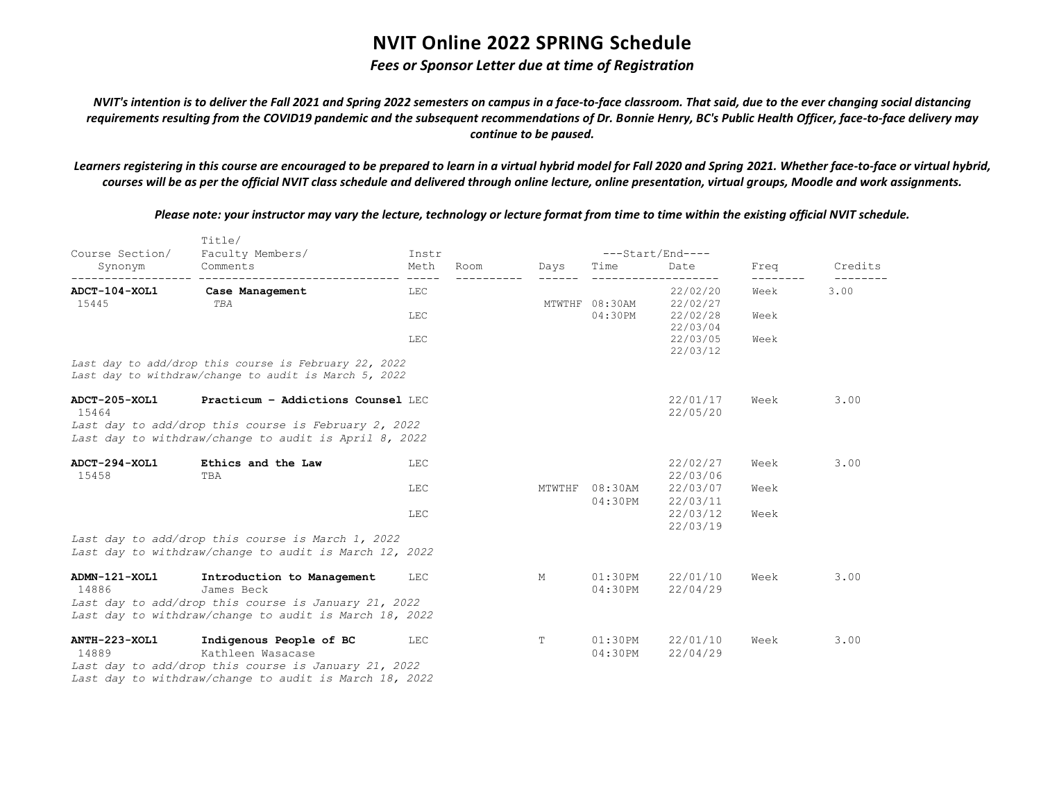# NVIT Online 2022 SPRING Schedule

*Fees or Sponsor Letter due at time of Registration*

***NVIT's intention is to deliver the Fall 2021 and Spring 2022 semesters on campus in a face-to-face classroom. That said, due to the ever changing social distancing requirements resulting from the COVID19 pandemic and the subsequent recommendations of Dr. Bonnie Henry, BC's Public Health Officer, face-to-face delivery may continue to be paused.***

***Learners registering in this course are encouraged to be prepared to learn in a virtual hybrid model for Fall 2020 and Spring 2021. Whether face-to-face or virtual hybrid, courses will be as per the official NVIT class schedule and delivered through online lecture, online presentation, virtual groups, Moodle and work assignments.***

***Please note: your instructor may vary the lecture, technology or lecture format from time to time within the existing official NVIT schedule.***

| Course Section/ Synonym | Title/ Faculty Members/ Comments | Instr Meth | Room | Days | Start/End Time | Start/End Date | Freq | Credits |
|---|---|---|---|---|---|---|---|---|
| **ADCT-104-XOL1** 15445 | **Case Management** *TBA* | LEC | | | | 22/02/20 22/02/27 | Week | 3.00 |
| | | LEC | | MTWTHF | 08:30AM 04:30PM | 22/02/28 22/03/04 | Week | |
| | | LEC | | | | 22/03/05 22/03/12 | Week | |
| *Last day to add/drop this course is February 22, 2022* | | | | | | | | |
| *Last day to withdraw/change to audit is March 5, 2022* | | | | | | | | |
| **ADCT-205-XOL1** 15464 | **Practicum - Addictions Counsel** | LEC | | | | 22/01/17 22/05/20 | Week | 3.00 |
| *Last day to add/drop this course is February 2, 2022* | | | | | | | | |
| *Last day to withdraw/change to audit is April 8, 2022* | | | | | | | | |
| **ADCT-294-XOL1** 15458 | **Ethics and the Law** TBA | LEC | | | | 22/02/27 22/03/06 | Week | 3.00 |
| | | LEC | | MTWTHF | 08:30AM 04:30PM | 22/03/07 22/03/11 | Week | |
| | | LEC | | | | 22/03/12 22/03/19 | Week | |
| *Last day to add/drop this course is March 1, 2022* | | | | | | | | |
| *Last day to withdraw/change to audit is March 12, 2022* | | | | | | | | |
| **ADMN-121-XOL1** 14886 | **Introduction to Management** James Beck | LEC | | M | 01:30PM 04:30PM | 22/01/10 22/04/29 | Week | 3.00 |
| *Last day to add/drop this course is January 21, 2022* | | | | | | | | |
| *Last day to withdraw/change to audit is March 18, 2022* | | | | | | | | |
| **ANTH-223-XOL1** 14889 | **Indigenous People of BC** Kathleen Wasacase | LEC | | T | 01:30PM 04:30PM | 22/01/10 22/04/29 | Week | 3.00 |
| *Last day to add/drop this course is January 21, 2022* | | | | | | | | |
| *Last day to withdraw/change to audit is March 18, 2022* | | | | | | | | |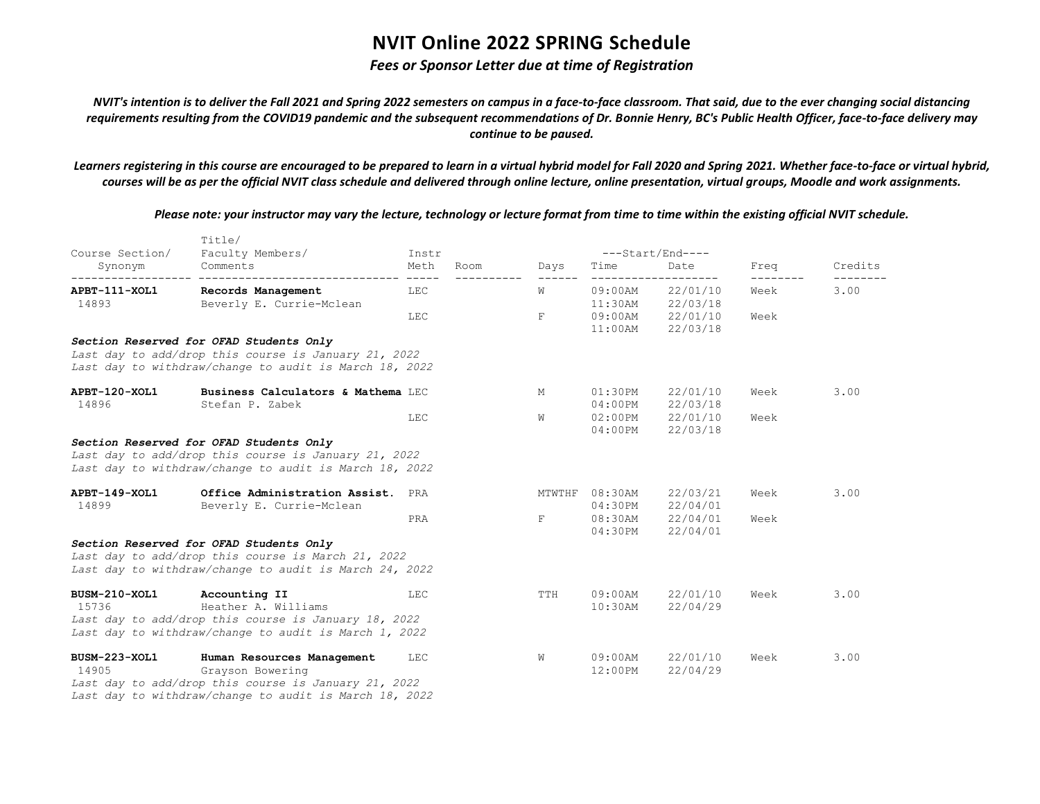# NVIT Online 2022 SPRING Schedule

***Fees or Sponsor Letter due at time of Registration***

***NVIT's intention is to deliver the Fall 2021 and Spring 2022 semesters on campus in a face-to-face classroom. That said, due to the ever changing social distancing requirements resulting from the COVID19 pandemic and the subsequent recommendations of Dr. Bonnie Henry, BC's Public Health Officer, face-to-face delivery may continue to be paused.***

***Learners registering in this course are encouraged to be prepared to learn in a virtual hybrid model for Fall 2020 and Spring 2021. Whether face-to-face or virtual hybrid, courses will be as per the official NVIT class schedule and delivered through online lecture, online presentation, virtual groups, Moodle and work assignments.***

***Please note: your instructor may vary the lecture, technology or lecture format from time to time within the existing official NVIT schedule.***

| Course Section/ Synonym | Title/ Faculty Members/ Comments | Instr Meth | Room | Days | Start/End Time | Start/End Date | Freq | Credits |
|---|---|---|---|---|---|---|---|---|
| **APBT-111-XOL1** 14893 | **Records Management** Beverly E. Currie-Mclean | LEC | | W | 09:00AM 11:30AM | 22/01/10 22/03/18 | Week | 3.00 |
| | | LEC | | F | 09:00AM 11:00AM | 22/01/10 22/03/18 | Week | |
| ***Section Reserved for OFAD Students Only*** *Last day to add/drop this course is January 21, 2022* *Last day to withdraw/change to audit is March 18, 2022* | | | | | | | | |
| **APBT-120-XOL1** 14896 | **Business Calculators & Mathema** Stefan P. Zabek | LEC | | M | 01:30PM 04:00PM | 22/01/10 22/03/18 | Week | 3.00 |
| | | LEC | | W | 02:00PM 04:00PM | 22/01/10 22/03/18 | Week | |
| ***Section Reserved for OFAD Students Only*** *Last day to add/drop this course is January 21, 2022* *Last day to withdraw/change to audit is March 18, 2022* | | | | | | | | |
| **APBT-149-XOL1** 14899 | **Office Administration Assist.** Beverly E. Currie-Mclean | PRA | | MTWTHF | 08:30AM 04:30PM | 22/03/21 22/04/01 | Week | 3.00 |
| | | PRA | | F | 08:30AM 04:30PM | 22/04/01 22/04/01 | Week | |
| ***Section Reserved for OFAD Students Only*** *Last day to add/drop this course is March 21, 2022* *Last day to withdraw/change to audit is March 24, 2022* | | | | | | | | |
| **BUSM-210-XOL1** 15736 | **Accounting II** Heather A. Williams | LEC | | TTH | 09:00AM 10:30AM | 22/01/10 22/04/29 | Week | 3.00 |
| *Last day to add/drop this course is January 18, 2022* *Last day to withdraw/change to audit is March 1, 2022* | | | | | | | | |
| **BUSM-223-XOL1** 14905 | **Human Resources Management** Grayson Bowering | LEC | | W | 09:00AM 12:00PM | 22/01/10 22/04/29 | Week | 3.00 |
| *Last day to add/drop this course is January 21, 2022* *Last day to withdraw/change to audit is March 18, 2022* | | | | | | | | |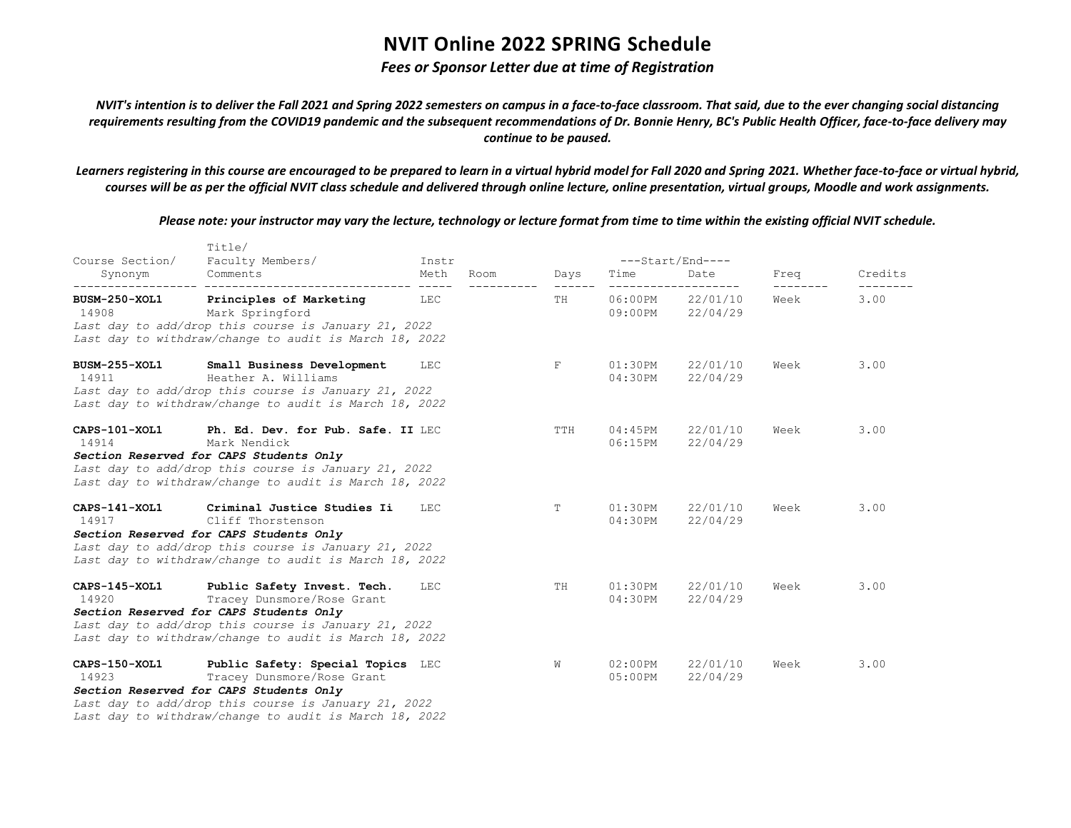# NVIT Online 2022 SPRING Schedule

***Fees or Sponsor Letter due at time of Registration***

***NVIT's intention is to deliver the Fall 2021 and Spring 2022 semesters on campus in a face-to-face classroom. That said, due to the ever changing social distancing requirements resulting from the COVID19 pandemic and the subsequent recommendations of Dr. Bonnie Henry, BC's Public Health Officer, face-to-face delivery may continue to be paused.***

***Learners registering in this course are encouraged to be prepared to learn in a virtual hybrid model for Fall 2020 and Spring 2021. Whether face-to-face or virtual hybrid, courses will be as per the official NVIT class schedule and delivered through online lecture, online presentation, virtual groups, Moodle and work assignments.***

***Please note: your instructor may vary the lecture, technology or lecture format from time to time within the existing official NVIT schedule.***

| Course Section/ Synonym | Title/ Faculty Members/ Comments | Instr Meth | Room | Days | Start/End Time | Start/End Date | Freq | Credits |
|---|---|---|---|---|---|---|---|---|
| **BUSM-250-XOL1** 14908 | **Principles of Marketing** Mark Springford | LEC | | TH | 06:00PM 09:00PM | 22/01/10 22/04/29 | Week | 3.00 |
| *Last day to add/drop this course is January 21, 2022* *Last day to withdraw/change to audit is March 18, 2022* | | | | | | | | |
| **BUSM-255-XOL1** 14911 | **Small Business Development** Heather A. Williams | LEC | | F | 01:30PM 04:30PM | 22/01/10 22/04/29 | Week | 3.00 |
| *Last day to add/drop this course is January 21, 2022* *Last day to withdraw/change to audit is March 18, 2022* | | | | | | | | |
| **CAPS-101-XOL1** 14914 | **Ph. Ed. Dev. for Pub. Safe. II** Mark Nendick | LEC | | TTH | 04:45PM 06:15PM | 22/01/10 22/04/29 | Week | 3.00 |
| ***Section Reserved for CAPS Students Only*** *Last day to add/drop this course is January 21, 2022* *Last day to withdraw/change to audit is March 18, 2022* | | | | | | | | |
| **CAPS-141-XOL1** 14917 | **Criminal Justice Studies Ii** Cliff Thorstenson | LEC | | T | 01:30PM 04:30PM | 22/01/10 22/04/29 | Week | 3.00 |
| ***Section Reserved for CAPS Students Only*** *Last day to add/drop this course is January 21, 2022* *Last day to withdraw/change to audit is March 18, 2022* | | | | | | | | |
| **CAPS-145-XOL1** 14920 | **Public Safety Invest. Tech.** Tracey Dunsmore/Rose Grant | LEC | | TH | 01:30PM 04:30PM | 22/01/10 22/04/29 | Week | 3.00 |
| ***Section Reserved for CAPS Students Only*** *Last day to add/drop this course is January 21, 2022* *Last day to withdraw/change to audit is March 18, 2022* | | | | | | | | |
| **CAPS-150-XOL1** 14923 | **Public Safety: Special Topics** Tracey Dunsmore/Rose Grant | LEC | | W | 02:00PM 05:00PM | 22/01/10 22/04/29 | Week | 3.00 |
| ***Section Reserved for CAPS Students Only*** *Last day to add/drop this course is January 21, 2022* *Last day to withdraw/change to audit is March 18, 2022* | | | | | | | | |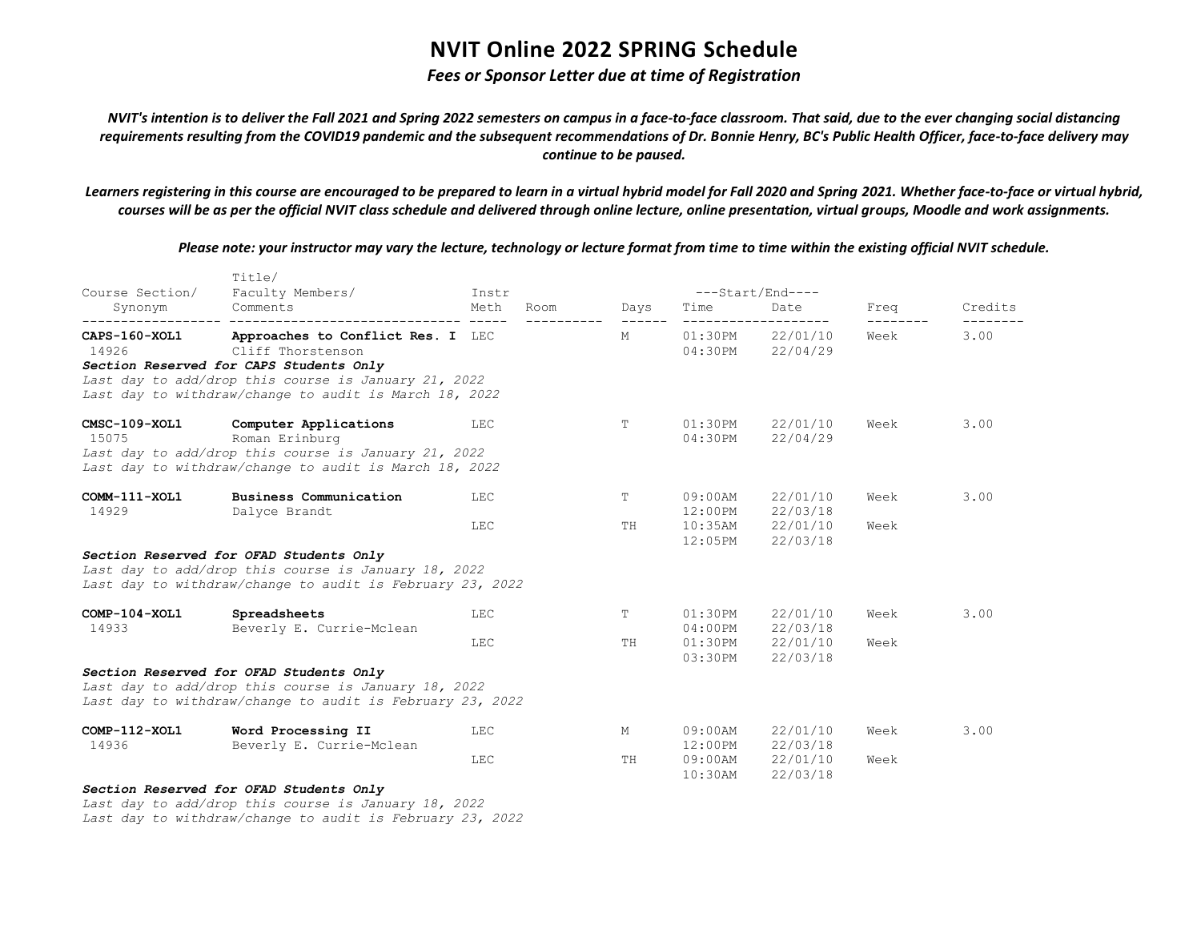# NVIT Online 2022 SPRING Schedule

***Fees or Sponsor Letter due at time of Registration***

***NVIT's intention is to deliver the Fall 2021 and Spring 2022 semesters on campus in a face-to-face classroom. That said, due to the ever changing social distancing requirements resulting from the COVID19 pandemic and the subsequent recommendations of Dr. Bonnie Henry, BC's Public Health Officer, face-to-face delivery may continue to be paused.***

***Learners registering in this course are encouraged to be prepared to learn in a virtual hybrid model for Fall 2020 and Spring 2021. Whether face-to-face or virtual hybrid, courses will be as per the official NVIT class schedule and delivered through online lecture, online presentation, virtual groups, Moodle and work assignments.***

***Please note: your instructor may vary the lecture, technology or lecture format from time to time within the existing official NVIT schedule.***

| Course Section/ Synonym | Title/ Faculty Members/ Comments | Instr Meth | Room | Days | Start/End Time | Start/End Date | Freq | Credits |
|---|---|---|---|---|---|---|---|---|
| **CAPS-160-XOL1** 14926 | **Approaches to Conflict Res. I** Cliff Thorstenson | LEC | | M | 01:30PM 04:30PM | 22/01/10 22/04/29 | Week | 3.00 |
| | ***Section Reserved for CAPS Students Only*** *Last day to add/drop this course is January 21, 2022* *Last day to withdraw/change to audit is March 18, 2022* | | | | | | | |
| **CMSC-109-XOL1** 15075 | **Computer Applications** Roman Erinburg | LEC | | T | 01:30PM 04:30PM | 22/01/10 22/04/29 | Week | 3.00 |
| | *Last day to add/drop this course is January 21, 2022* *Last day to withdraw/change to audit is March 18, 2022* | | | | | | | |
| **COMM-111-XOL1** 14929 | **Business Communication** Dalyce Brandt | LEC | | T | 09:00AM 12:00PM | 22/01/10 22/03/18 | Week | 3.00 |
| | | LEC | | TH | 10:35AM 12:05PM | 22/01/10 22/03/18 | Week | |
| | ***Section Reserved for OFAD Students Only*** *Last day to add/drop this course is January 18, 2022* *Last day to withdraw/change to audit is February 23, 2022* | | | | | | | |
| **COMP-104-XOL1** 14933 | **Spreadsheets** Beverly E. Currie-Mclean | LEC | | T | 01:30PM 04:00PM | 22/01/10 22/03/18 | Week | 3.00 |
| | | LEC | | TH | 01:30PM 03:30PM | 22/01/10 22/03/18 | Week | |
| | ***Section Reserved for OFAD Students Only*** *Last day to add/drop this course is January 18, 2022* *Last day to withdraw/change to audit is February 23, 2022* | | | | | | | |
| **COMP-112-XOL1** 14936 | **Word Processing II** Beverly E. Currie-Mclean | LEC | | M | 09:00AM 12:00PM | 22/01/10 22/03/18 | Week | 3.00 |
| | | LEC | | TH | 09:00AM 10:30AM | 22/01/10 22/03/18 | Week | |
| | ***Section Reserved for OFAD Students Only*** *Last day to add/drop this course is January 18, 2022* *Last day to withdraw/change to audit is February 23, 2022* | | | | | | | |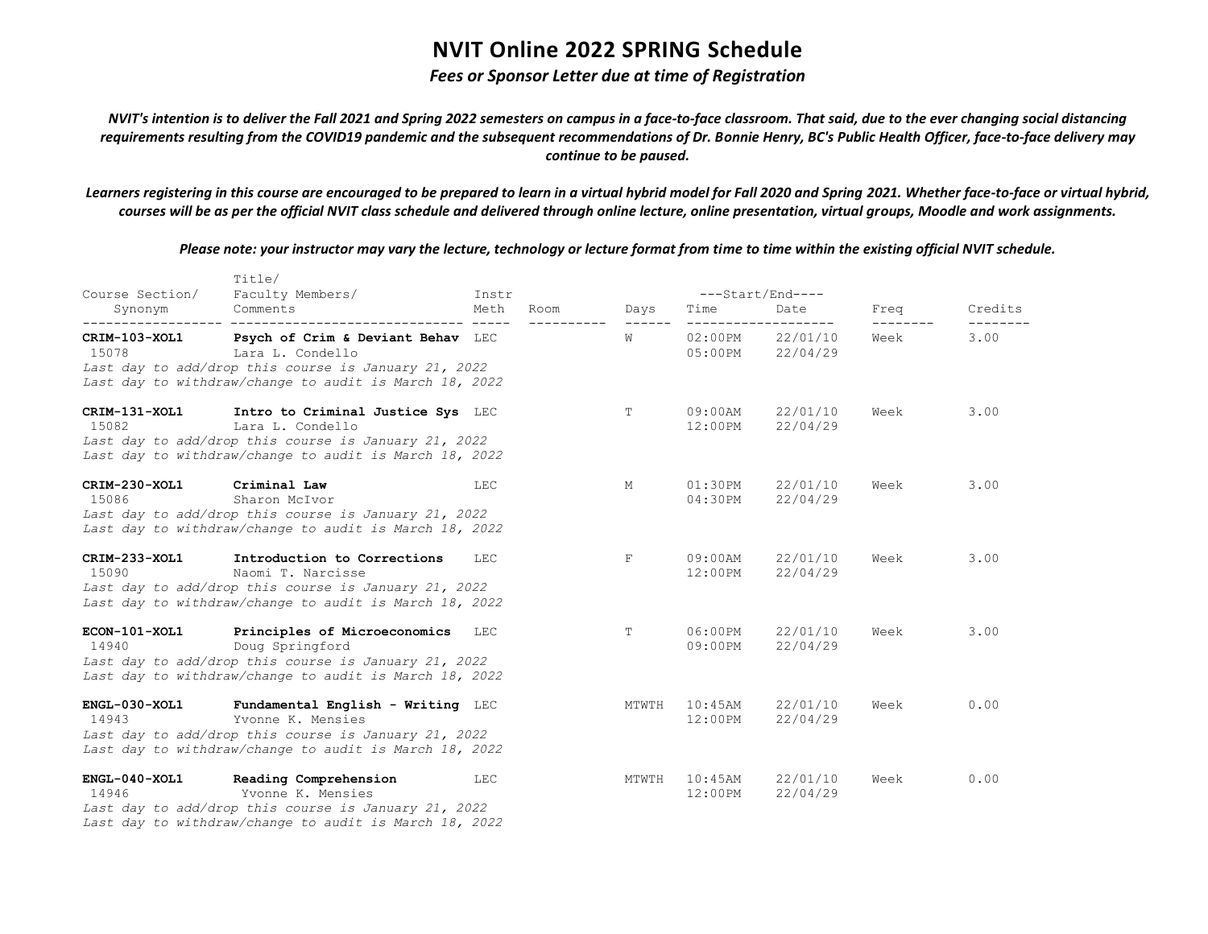# NVIT Online 2022 SPRING Schedule

***Fees or Sponsor Letter due at time of Registration***

***NVIT's intention is to deliver the Fall 2021 and Spring 2022 semesters on campus in a face-to-face classroom. That said, due to the ever changing social distancing requirements resulting from the COVID19 pandemic and the subsequent recommendations of Dr. Bonnie Henry, BC's Public Health Officer, face-to-face delivery may continue to be paused.***

***Learners registering in this course are encouraged to be prepared to learn in a virtual hybrid model for Fall 2020 and Spring 2021. Whether face-to-face or virtual hybrid, courses will be as per the official NVIT class schedule and delivered through online lecture, online presentation, virtual groups, Moodle and work assignments.***

***Please note: your instructor may vary the lecture, technology or lecture format from time to time within the existing official NVIT schedule.***

| Course Section/ Synonym | Title/ Faculty Members/ Comments | Instr Meth | Room | Days | Start/End Time | Start/End Date | Freq | Credits |
|---|---|---|---|---|---|---|---|---|
| **CRIM-103-XOL1** 15078 | **Psych of Crim & Deviant Behav** Lara L. Condello *Last day to add/drop this course is January 21, 2022* *Last day to withdraw/change to audit is March 18, 2022* | LEC | | W | 02:00PM 05:00PM | 22/01/10 22/04/29 | Week | 3.00 |
| **CRIM-131-XOL1** 15082 | **Intro to Criminal Justice Sys** Lara L. Condello *Last day to add/drop this course is January 21, 2022* *Last day to withdraw/change to audit is March 18, 2022* | LEC | | T | 09:00AM 12:00PM | 22/01/10 22/04/29 | Week | 3.00 |
| **CRIM-230-XOL1** 15086 | **Criminal Law** Sharon McIvor *Last day to add/drop this course is January 21, 2022* *Last day to withdraw/change to audit is March 18, 2022* | LEC | | M | 01:30PM 04:30PM | 22/01/10 22/04/29 | Week | 3.00 |
| **CRIM-233-XOL1** 15090 | **Introduction to Corrections** Naomi T. Narcisse *Last day to add/drop this course is January 21, 2022* *Last day to withdraw/change to audit is March 18, 2022* | LEC | | F | 09:00AM 12:00PM | 22/01/10 22/04/29 | Week | 3.00 |
| **ECON-101-XOL1** 14940 | **Principles of Microeconomics** Doug Springford *Last day to add/drop this course is January 21, 2022* *Last day to withdraw/change to audit is March 18, 2022* | LEC | | T | 06:00PM 09:00PM | 22/01/10 22/04/29 | Week | 3.00 |
| **ENGL-030-XOL1** 14943 | **Fundamental English - Writing** Yvonne K. Mensies *Last day to add/drop this course is January 21, 2022* *Last day to withdraw/change to audit is March 18, 2022* | LEC | | MTWTH | 10:45AM 12:00PM | 22/01/10 22/04/29 | Week | 0.00 |
| **ENGL-040-XOL1** 14946 | **Reading Comprehension** Yvonne K. Mensies *Last day to add/drop this course is January 21, 2022* *Last day to withdraw/change to audit is March 18, 2022* | LEC | | MTWTH | 10:45AM 12:00PM | 22/01/10 22/04/29 | Week | 0.00 |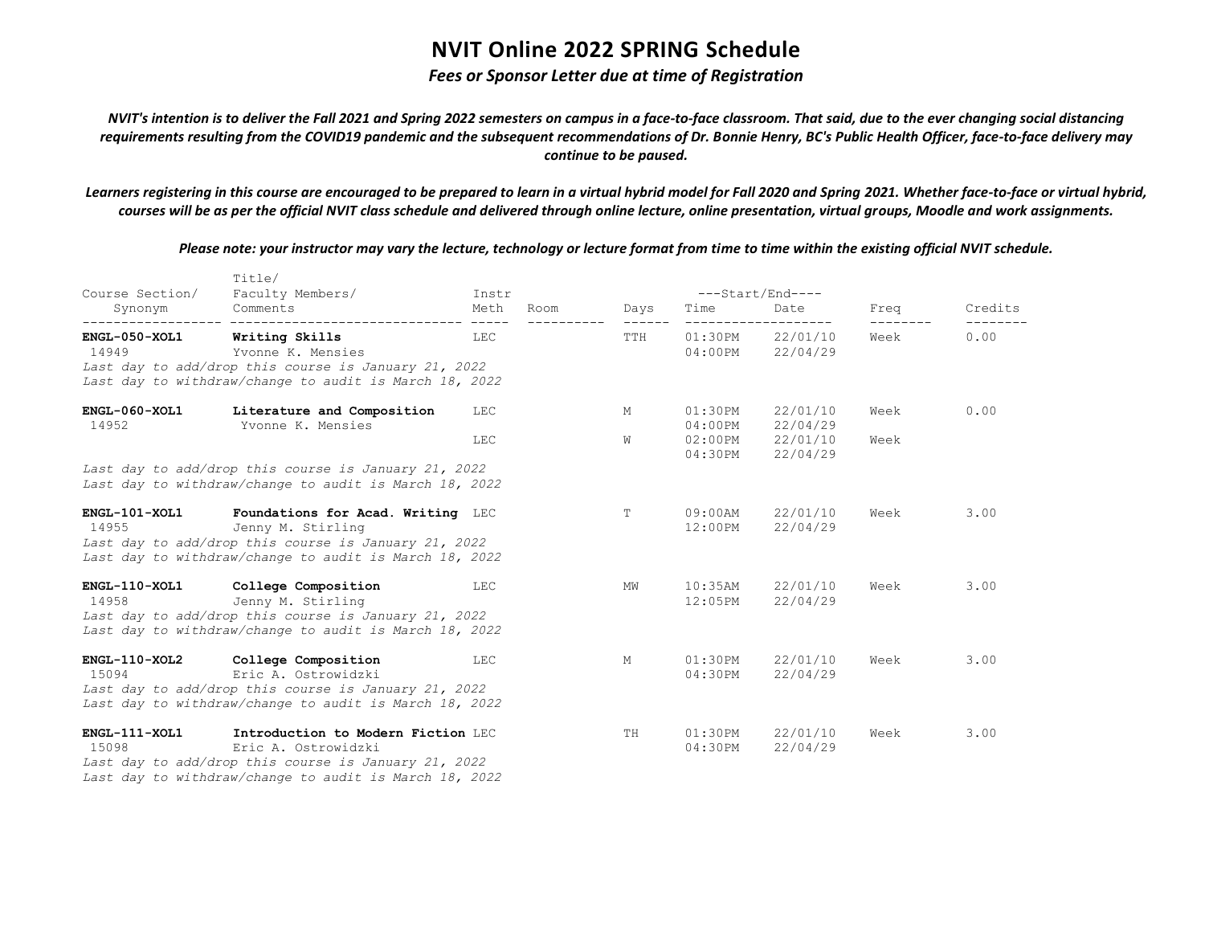# NVIT Online 2022 SPRING Schedule

***Fees or Sponsor Letter due at time of Registration***

***NVIT's intention is to deliver the Fall 2021 and Spring 2022 semesters on campus in a face-to-face classroom. That said, due to the ever changing social distancing requirements resulting from the COVID19 pandemic and the subsequent recommendations of Dr. Bonnie Henry, BC's Public Health Officer, face-to-face delivery may continue to be paused.***

***Learners registering in this course are encouraged to be prepared to learn in a virtual hybrid model for Fall 2020 and Spring 2021. Whether face-to-face or virtual hybrid, courses will be as per the official NVIT class schedule and delivered through online lecture, online presentation, virtual groups, Moodle and work assignments.***

***Please note: your instructor may vary the lecture, technology or lecture format from time to time within the existing official NVIT schedule.***

| Course Section/ Synonym | Title/ Faculty Members/ Comments | Instr Meth | Room | Days | Start/End Time | Start/End Date | Freq | Credits |
|---|---|---|---|---|---|---|---|---|
| **ENGL-050-XOL1** 14949 | **Writing Skills** Yvonne K. Mensies | LEC | | TTH | 01:30PM 04:00PM | 22/01/10 22/04/29 | Week | 0.00 |
| | *Last day to add/drop this course is January 21, 2022* *Last day to withdraw/change to audit is March 18, 2022* | | | | | | | |
| **ENGL-060-XOL1** 14952 | **Literature and Composition** Yvonne K. Mensies | LEC | | M | 01:30PM 04:00PM | 22/01/10 22/04/29 | Week | 0.00 |
| | | LEC | | W | 02:00PM 04:30PM | 22/01/10 22/04/29 | Week | |
| | *Last day to add/drop this course is January 21, 2022* *Last day to withdraw/change to audit is March 18, 2022* | | | | | | | |
| **ENGL-101-XOL1** 14955 | **Foundations for Acad. Writing** Jenny M. Stirling | LEC | | T | 09:00AM 12:00PM | 22/01/10 22/04/29 | Week | 3.00 |
| | *Last day to add/drop this course is January 21, 2022* *Last day to withdraw/change to audit is March 18, 2022* | | | | | | | |
| **ENGL-110-XOL1** 14958 | **College Composition** Jenny M. Stirling | LEC | | MW | 10:35AM 12:05PM | 22/01/10 22/04/29 | Week | 3.00 |
| | *Last day to add/drop this course is January 21, 2022* *Last day to withdraw/change to audit is March 18, 2022* | | | | | | | |
| **ENGL-110-XOL2** 15094 | **College Composition** Eric A. Ostrowidzki | LEC | | M | 01:30PM 04:30PM | 22/01/10 22/04/29 | Week | 3.00 |
| | *Last day to add/drop this course is January 21, 2022* *Last day to withdraw/change to audit is March 18, 2022* | | | | | | | |
| **ENGL-111-XOL1** 15098 | **Introduction to Modern Fiction** Eric A. Ostrowidzki | LEC | | TH | 01:30PM 04:30PM | 22/01/10 22/04/29 | Week | 3.00 |
| | *Last day to add/drop this course is January 21, 2022* *Last day to withdraw/change to audit is March 18, 2022* | | | | | | | |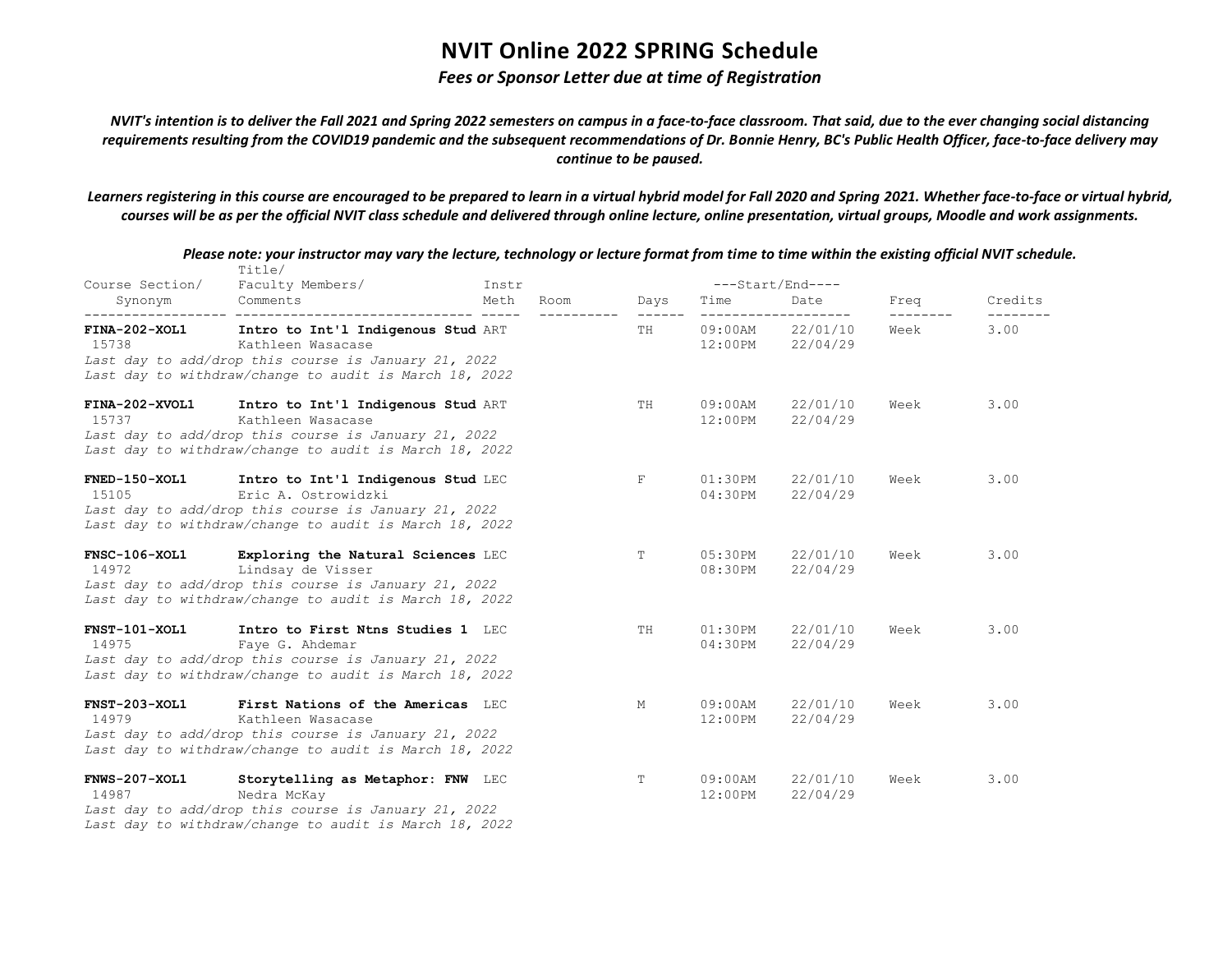# NVIT Online 2022 SPRING Schedule

*Fees or Sponsor Letter due at time of Registration*

***NVIT's intention is to deliver the Fall 2021 and Spring 2022 semesters on campus in a face-to-face classroom. That said, due to the ever changing social distancing requirements resulting from the COVID19 pandemic and the subsequent recommendations of Dr. Bonnie Henry, BC's Public Health Officer, face-to-face delivery may continue to be paused.***

***Learners registering in this course are encouraged to be prepared to learn in a virtual hybrid model for Fall 2020 and Spring 2021. Whether face-to-face or virtual hybrid, courses will be as per the official NVIT class schedule and delivered through online lecture, online presentation, virtual groups, Moodle and work assignments.***

***Please note: your instructor may vary the lecture, technology or lecture format from time to time within the existing official NVIT schedule.***

| Course Section/ Synonym | Title/ Faculty Members/ Comments | Instr Meth | Room | Days | Start/End Time | Start/End Date | Freq | Credits |
|---|---|---|---|---|---|---|---|---|
| **FINA-202-XOL1** 15738 | **Intro to Int'l Indigenous Stud** Kathleen Wasacase *Last day to add/drop this course is January 21, 2022* *Last day to withdraw/change to audit is March 18, 2022* | ART | | TH | 09:00AM 12:00PM | 22/01/10 22/04/29 | Week | 3.00 |
| **FINA-202-XVOL1** 15737 | **Intro to Int'l Indigenous Stud** Kathleen Wasacase *Last day to add/drop this course is January 21, 2022* *Last day to withdraw/change to audit is March 18, 2022* | ART | | TH | 09:00AM 12:00PM | 22/01/10 22/04/29 | Week | 3.00 |
| **FNED-150-XOL1** 15105 | **Intro to Int'l Indigenous Stud** Eric A. Ostrowidzki *Last day to add/drop this course is January 21, 2022* *Last day to withdraw/change to audit is March 18, 2022* | LEC | | F | 01:30PM 04:30PM | 22/01/10 22/04/29 | Week | 3.00 |
| **FNSC-106-XOL1** 14972 | **Exploring the Natural Sciences** Lindsay de Visser *Last day to add/drop this course is January 21, 2022* *Last day to withdraw/change to audit is March 18, 2022* | LEC | | T | 05:30PM 08:30PM | 22/01/10 22/04/29 | Week | 3.00 |
| **FNST-101-XOL1** 14975 | **Intro to First Ntns Studies 1** Faye G. Ahdemar *Last day to add/drop this course is January 21, 2022* *Last day to withdraw/change to audit is March 18, 2022* | LEC | | TH | 01:30PM 04:30PM | 22/01/10 22/04/29 | Week | 3.00 |
| **FNST-203-XOL1** 14979 | **First Nations of the Americas** Kathleen Wasacase *Last day to add/drop this course is January 21, 2022* *Last day to withdraw/change to audit is March 18, 2022* | LEC | | M | 09:00AM 12:00PM | 22/01/10 22/04/29 | Week | 3.00 |
| **FNWS-207-XOL1** 14987 | **Storytelling as Metaphor: FNW** Nedra McKay *Last day to add/drop this course is January 21, 2022* *Last day to withdraw/change to audit is March 18, 2022* | LEC | | T | 09:00AM 12:00PM | 22/01/10 22/04/29 | Week | 3.00 |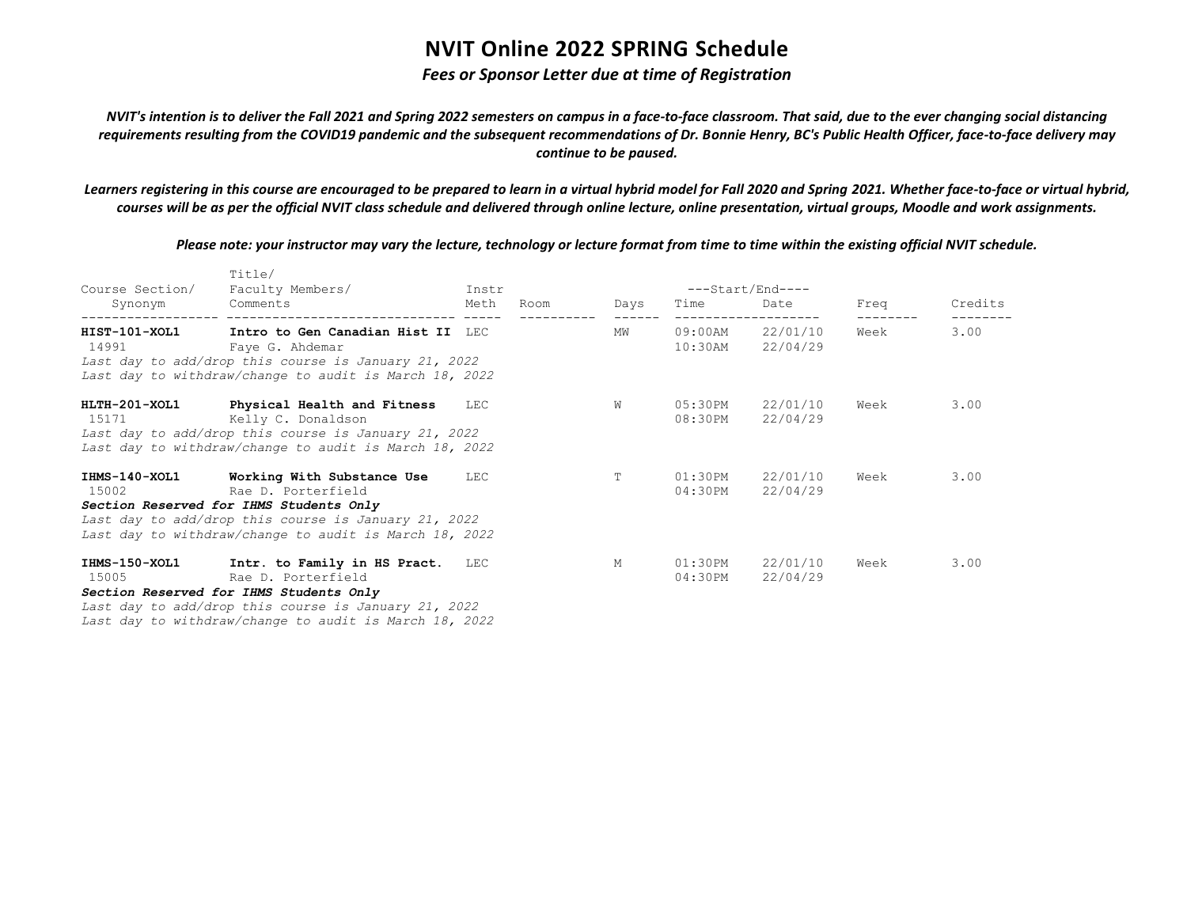# NVIT Online 2022 SPRING Schedule

*Fees or Sponsor Letter due at time of Registration*

*NVIT's intention is to deliver the Fall 2021 and Spring 2022 semesters on campus in a face-to-face classroom. That said, due to the ever changing social distancing requirements resulting from the COVID19 pandemic and the subsequent recommendations of Dr. Bonnie Henry, BC's Public Health Officer, face-to-face delivery may continue to be paused.*

*Learners registering in this course are encouraged to be prepared to learn in a virtual hybrid model for Fall 2020 and Spring 2021. Whether face-to-face or virtual hybrid, courses will be as per the official NVIT class schedule and delivered through online lecture, online presentation, virtual groups, Moodle and work assignments.*

*Please note: your instructor may vary the lecture, technology or lecture format from time to time within the existing official NVIT schedule.*

| Course Section/ Synonym | Title/ Faculty Members/ Comments | Instr Meth | Room | Days | Start/End Time | Start/End Date | Freq | Credits |
|---|---|---|---|---|---|---|---|---|
| **HIST-101-XOL1** | **Intro to Gen Canadian Hist II** | LEC | | MW | 09:00AM | 22/01/10 | Week | 3.00 |
| 14991 | Faye G. Ahdemar | | | | 10:30AM | 22/04/29 | | |
| *Last day to add/drop this course is January 21, 2022* | | | | | | | | |
| *Last day to withdraw/change to audit is March 18, 2022* | | | | | | | | |
| **HLTH-201-XOL1** | **Physical Health and Fitness** | LEC | | W | 05:30PM | 22/01/10 | Week | 3.00 |
| 15171 | Kelly C. Donaldson | | | | 08:30PM | 22/04/29 | | |
| *Last day to add/drop this course is January 21, 2022* | | | | | | | | |
| *Last day to withdraw/change to audit is March 18, 2022* | | | | | | | | |
| **IHMS-140-XOL1** | **Working With Substance Use** | LEC | | T | 01:30PM | 22/01/10 | Week | 3.00 |
| 15002 | Rae D. Porterfield | | | | 04:30PM | 22/04/29 | | |
| ***Section Reserved for IHMS Students Only*** | | | | | | | | |
| *Last day to add/drop this course is January 21, 2022* | | | | | | | | |
| *Last day to withdraw/change to audit is March 18, 2022* | | | | | | | | |
| **IHMS-150-XOL1** | **Intr. to Family in HS Pract.** | LEC | | M | 01:30PM | 22/01/10 | Week | 3.00 |
| 15005 | Rae D. Porterfield | | | | 04:30PM | 22/04/29 | | |
| ***Section Reserved for IHMS Students Only*** | | | | | | | | |
| *Last day to add/drop this course is January 21, 2022* | | | | | | | | |
| *Last day to withdraw/change to audit is March 18, 2022* | | | | | | | | |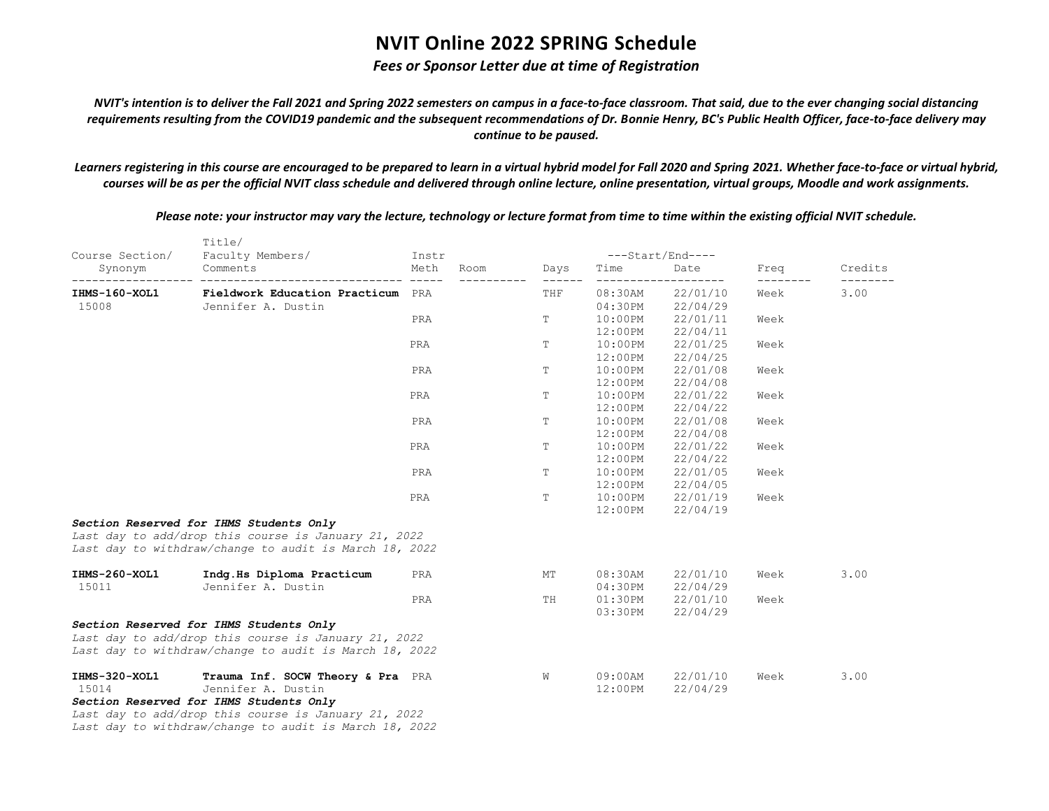# NVIT Online 2022 SPRING Schedule

*Fees or Sponsor Letter due at time of Registration*

***NVIT's intention is to deliver the Fall 2021 and Spring 2022 semesters on campus in a face-to-face classroom. That said, due to the ever changing social distancing requirements resulting from the COVID19 pandemic and the subsequent recommendations of Dr. Bonnie Henry, BC's Public Health Officer, face-to-face delivery may continue to be paused.***

***Learners registering in this course are encouraged to be prepared to learn in a virtual hybrid model for Fall 2020 and Spring 2021. Whether face-to-face or virtual hybrid, courses will be as per the official NVIT class schedule and delivered through online lecture, online presentation, virtual groups, Moodle and work assignments.***

***Please note: your instructor may vary the lecture, technology or lecture format from time to time within the existing official NVIT schedule.***

| Course Section/ Synonym | Title/ Faculty Members/ Comments | Instr Meth | Room | Days | Start/End Time | Start/End Date | Freq | Credits |
|---|---|---|---|---|---|---|---|---|
| **IHMS-160-XOL1** 15008 | **Fieldwork Education Practicum** Jennifer A. Dustin | PRA | | THF | 08:30AM 04:30PM | 22/01/10 22/04/29 | Week | 3.00 |
| | | PRA | | T | 10:00PM 12:00PM | 22/01/11 22/04/11 | Week | |
| | | PRA | | T | 10:00PM 12:00PM | 22/01/25 22/04/25 | Week | |
| | | PRA | | T | 10:00PM 12:00PM | 22/01/08 22/04/08 | Week | |
| | | PRA | | T | 10:00PM 12:00PM | 22/01/22 22/04/22 | Week | |
| | | PRA | | T | 10:00PM 12:00PM | 22/01/08 22/04/08 | Week | |
| | | PRA | | T | 10:00PM 12:00PM | 22/01/22 22/04/22 | Week | |
| | | PRA | | T | 10:00PM 12:00PM | 22/01/05 22/04/05 | Week | |
| | | PRA | | T | 10:00PM 12:00PM | 22/01/19 22/04/19 | Week | |

***Section Reserved for IHMS Students Only***
*Last day to add/drop this course is January 21, 2022*
*Last day to withdraw/change to audit is March 18, 2022*

| Course Section/ Synonym | Title/ Faculty Members/ Comments | Instr Meth | Room | Days | Start/End Time | Start/End Date | Freq | Credits |
|---|---|---|---|---|---|---|---|---|
| **IHMS-260-XOL1** 15011 | **Indg.Hs Diploma Practicum** Jennifer A. Dustin | PRA | | MT | 08:30AM 04:30PM | 22/01/10 22/04/29 | Week | 3.00 |
| | | PRA | | TH | 01:30PM 03:30PM | 22/01/10 22/04/29 | Week | |

***Section Reserved for IHMS Students Only***
*Last day to add/drop this course is January 21, 2022*
*Last day to withdraw/change to audit is March 18, 2022*

| Course Section/ Synonym | Title/ Faculty Members/ Comments | Instr Meth | Room | Days | Start/End Time | Start/End Date | Freq | Credits |
|---|---|---|---|---|---|---|---|---|
| **IHMS-320-XOL1** 15014 | **Trauma Inf. SOCW Theory & Pra** Jennifer A. Dustin | PRA | | W | 09:00AM 12:00PM | 22/01/10 22/04/29 | Week | 3.00 |

***Section Reserved for IHMS Students Only***
*Last day to add/drop this course is January 21, 2022*
*Last day to withdraw/change to audit is March 18, 2022*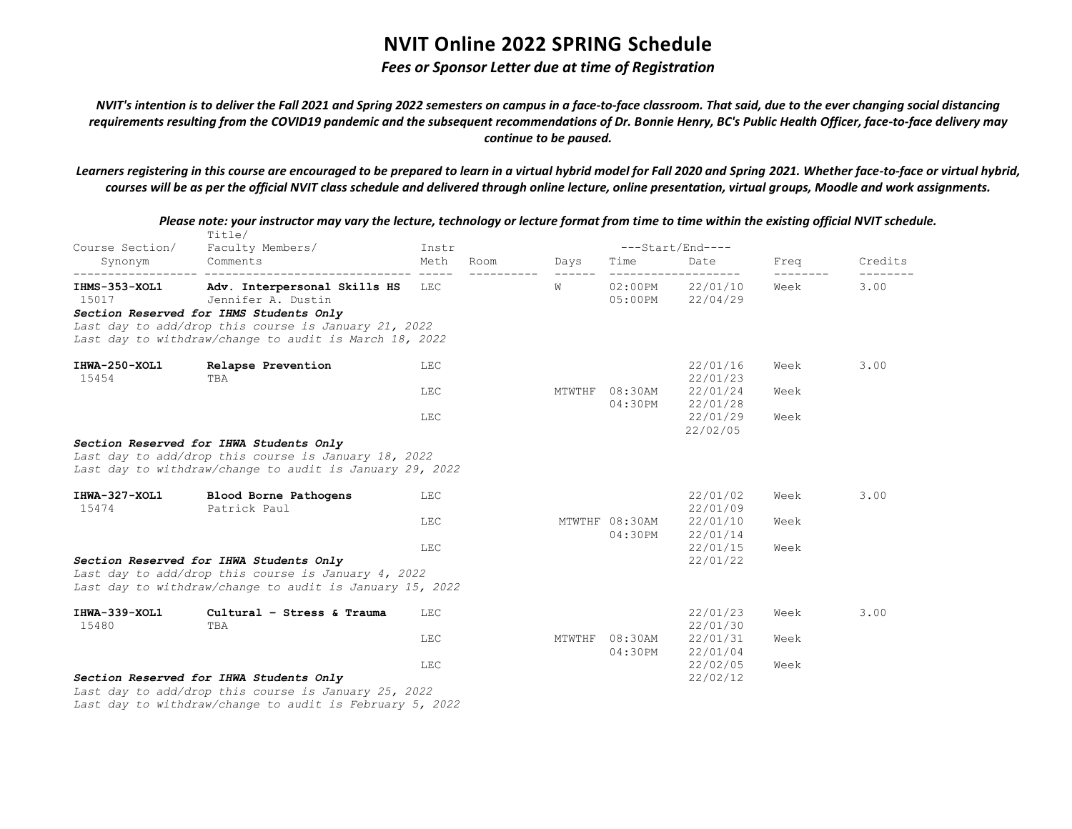# NVIT Online 2022 SPRING Schedule

***Fees or Sponsor Letter due at time of Registration***

***NVIT's intention is to deliver the Fall 2021 and Spring 2022 semesters on campus in a face-to-face classroom. That said, due to the ever changing social distancing requirements resulting from the COVID19 pandemic and the subsequent recommendations of Dr. Bonnie Henry, BC's Public Health Officer, face-to-face delivery may continue to be paused.***

***Learners registering in this course are encouraged to be prepared to learn in a virtual hybrid model for Fall 2020 and Spring 2021. Whether face-to-face or virtual hybrid, courses will be as per the official NVIT class schedule and delivered through online lecture, online presentation, virtual groups, Moodle and work assignments.***

***Please note: your instructor may vary the lecture, technology or lecture format from time to time within the existing official NVIT schedule.***

| Course Section/ Synonym | Title/ Faculty Members/ Comments | Instr Meth | Room | Days | Start/End Time | Start/End Date | Freq | Credits |
|---|---|---|---|---|---|---|---|---|
| **IHMS-353-XOL1** 15017 | **Adv. Interpersonal Skills HS** Jennifer A. Dustin | LEC | | W | 02:00PM 05:00PM | 22/01/10 22/04/29 | Week | 3.00 |
| | ***Section Reserved for IHMS Students Only*** | | | | | | | |
| | *Last day to add/drop this course is January 21, 2022* | | | | | | | |
| | *Last day to withdraw/change to audit is March 18, 2022* | | | | | | | |
| **IHWA-250-XOL1** 15454 | **Relapse Prevention** TBA | LEC | | | | 22/01/16 22/01/23 | Week | 3.00 |
| | | LEC | | MTWTHF | 08:30AM 04:30PM | 22/01/24 22/01/28 | Week | |
| | | LEC | | | | 22/01/29 22/02/05 | Week | |
| | ***Section Reserved for IHWA Students Only*** | | | | | | | |
| | *Last day to add/drop this course is January 18, 2022* | | | | | | | |
| | *Last day to withdraw/change to audit is January 29, 2022* | | | | | | | |
| **IHWA-327-XOL1** 15474 | **Blood Borne Pathogens** Patrick Paul | LEC | | | | 22/01/02 22/01/09 | Week | 3.00 |
| | | LEC | | MTWTHF | 08:30AM 04:30PM | 22/01/10 22/01/14 | Week | |
| | | LEC | | | | 22/01/15 22/01/22 | Week | |
| | ***Section Reserved for IHWA Students Only*** | | | | | | | |
| | *Last day to add/drop this course is January 4, 2022* | | | | | | | |
| | *Last day to withdraw/change to audit is January 15, 2022* | | | | | | | |
| **IHWA-339-XOL1** 15480 | **Cultural - Stress & Trauma** TBA | LEC | | | | 22/01/23 22/01/30 | Week | 3.00 |
| | | LEC | | MTWTHF | 08:30AM 04:30PM | 22/01/31 22/01/04 | Week | |
| | | LEC | | | | 22/02/05 22/02/12 | Week | |
| | ***Section Reserved for IHWA Students Only*** | | | | | | | |
| | *Last day to add/drop this course is January 25, 2022* | | | | | | | |
| | *Last day to withdraw/change to audit is February 5, 2022* | | | | | | | |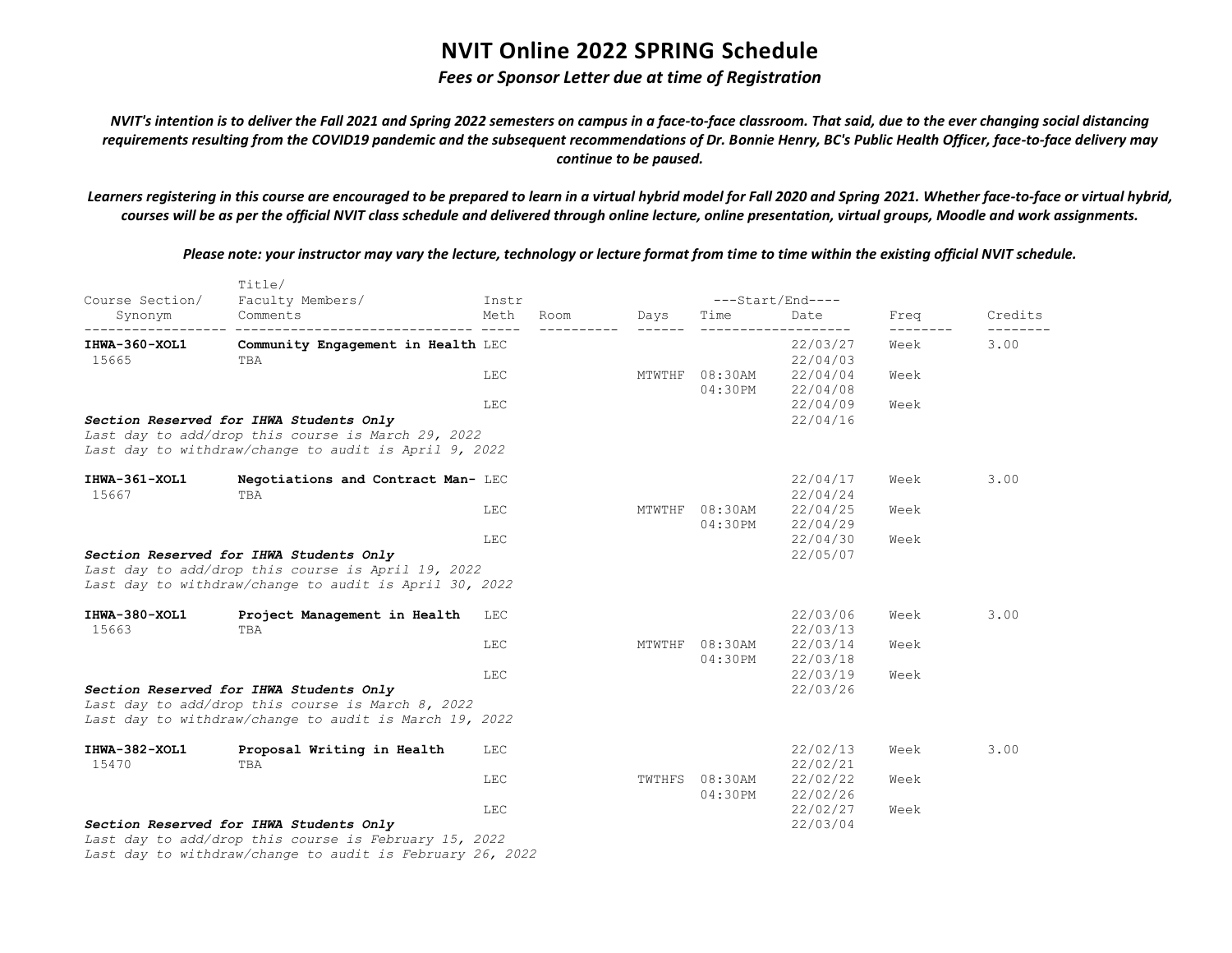# NVIT Online 2022 SPRING Schedule

***Fees or Sponsor Letter due at time of Registration***

***NVIT's intention is to deliver the Fall 2021 and Spring 2022 semesters on campus in a face-to-face classroom. That said, due to the ever changing social distancing requirements resulting from the COVID19 pandemic and the subsequent recommendations of Dr. Bonnie Henry, BC's Public Health Officer, face-to-face delivery may continue to be paused.***

***Learners registering in this course are encouraged to be prepared to learn in a virtual hybrid model for Fall 2020 and Spring 2021. Whether face-to-face or virtual hybrid, courses will be as per the official NVIT class schedule and delivered through online lecture, online presentation, virtual groups, Moodle and work assignments.***

***Please note: your instructor may vary the lecture, technology or lecture format from time to time within the existing official NVIT schedule.***

| Course Section/ Synonym | Title/ Faculty Members/ Comments | Instr Meth | Room | Days | Start/End Time | Start/End Date | Freq | Credits |
|---|---|---|---|---|---|---|---|---|
| **IHWA-360-XOL1** 15665 | **Community Engagement in Health** TBA | LEC | | | | 22/03/27 22/04/03 | Week | 3.00 |
| | | LEC | | MTWTHF | 08:30AM 04:30PM | 22/04/04 22/04/08 | Week | |
| | | LEC | | | | 22/04/09 22/04/16 | Week | |
| ***Section Reserved for IHWA Students Only*** *Last day to add/drop this course is March 29, 2022* *Last day to withdraw/change to audit is April 9, 2022* | | | | | | | | |
| **IHWA-361-XOL1** 15667 | **Negotiations and Contract Man-** TBA | LEC | | | | 22/04/17 22/04/24 | Week | 3.00 |
| | | LEC | | MTWTHF | 08:30AM 04:30PM | 22/04/25 22/04/29 | Week | |
| | | LEC | | | | 22/04/30 22/05/07 | Week | |
| ***Section Reserved for IHWA Students Only*** *Last day to add/drop this course is April 19, 2022* *Last day to withdraw/change to audit is April 30, 2022* | | | | | | | | |
| **IHWA-380-XOL1** 15663 | **Project Management in Health** TBA | LEC | | | | 22/03/06 22/03/13 | Week | 3.00 |
| | | LEC | | MTWTHF | 08:30AM 04:30PM | 22/03/14 22/03/18 | Week | |
| | | LEC | | | | 22/03/19 22/03/26 | Week | |
| ***Section Reserved for IHWA Students Only*** *Last day to add/drop this course is March 8, 2022* *Last day to withdraw/change to audit is March 19, 2022* | | | | | | | | |
| **IHWA-382-XOL1** 15470 | **Proposal Writing in Health** TBA | LEC | | | | 22/02/13 22/02/21 | Week | 3.00 |
| | | LEC | | TWTHFS | 08:30AM 04:30PM | 22/02/22 22/02/26 | Week | |
| | | LEC | | | | 22/02/27 22/03/04 | Week | |
| ***Section Reserved for IHWA Students Only*** *Last day to add/drop this course is February 15, 2022* *Last day to withdraw/change to audit is February 26, 2022* | | | | | | | | |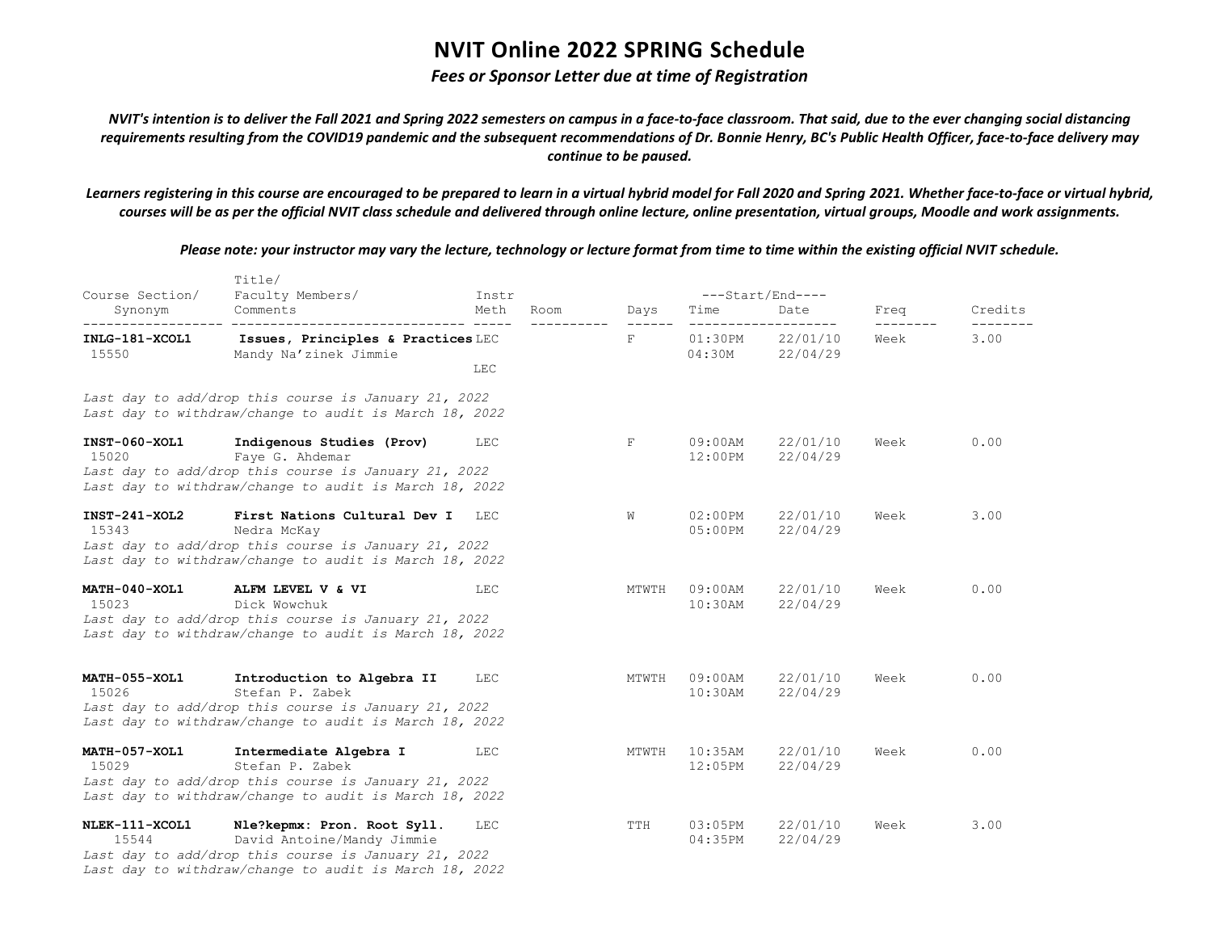# NVIT Online 2022 SPRING Schedule

***Fees or Sponsor Letter due at time of Registration***

***NVIT's intention is to deliver the Fall 2021 and Spring 2022 semesters on campus in a face-to-face classroom. That said, due to the ever changing social distancing requirements resulting from the COVID19 pandemic and the subsequent recommendations of Dr. Bonnie Henry, BC's Public Health Officer, face-to-face delivery may continue to be paused.***

***Learners registering in this course are encouraged to be prepared to learn in a virtual hybrid model for Fall 2020 and Spring 2021. Whether face-to-face or virtual hybrid, courses will be as per the official NVIT class schedule and delivered through online lecture, online presentation, virtual groups, Moodle and work assignments.***

***Please note: your instructor may vary the lecture, technology or lecture format from time to time within the existing official NVIT schedule.***

| Course Section/ Synonym | Title/ Faculty Members/ Comments | Instr Meth | Room | Days | Start/End Time | Start/End Date | Freq | Credits |
|---|---|---|---|---|---|---|---|---|
| **INLG-181-XCOL1** 15550 | **Issues, Principles & Practices** Mandy Na'zinek Jimmie | LEC LEC | | F | 01:30PM 04:30M | 22/01/10 22/04/29 | Week | 3.00 |
| | *Last day to add/drop this course is January 21, 2022* *Last day to withdraw/change to audit is March 18, 2022* | | | | | | | |
| **INST-060-XOL1** 15020 | **Indigenous Studies (Prov)** Faye G. Ahdemar | LEC | | F | 09:00AM 12:00PM | 22/01/10 22/04/29 | Week | 0.00 |
| | *Last day to add/drop this course is January 21, 2022* *Last day to withdraw/change to audit is March 18, 2022* | | | | | | | |
| **INST-241-XOL2** 15343 | **First Nations Cultural Dev I** Nedra McKay | LEC | | W | 02:00PM 05:00PM | 22/01/10 22/04/29 | Week | 3.00 |
| | *Last day to add/drop this course is January 21, 2022* *Last day to withdraw/change to audit is March 18, 2022* | | | | | | | |
| **MATH-040-XOL1** 15023 | **ALFM LEVEL V & VI** Dick Wowchuk | LEC | | MTWTH | 09:00AM 10:30AM | 22/01/10 22/04/29 | Week | 0.00 |
| | *Last day to add/drop this course is January 21, 2022* *Last day to withdraw/change to audit is March 18, 2022* | | | | | | | |
| **MATH-055-XOL1** 15026 | **Introduction to Algebra II** Stefan P. Zabek | LEC | | MTWTH | 09:00AM 10:30AM | 22/01/10 22/04/29 | Week | 0.00 |
| | *Last day to add/drop this course is January 21, 2022* *Last day to withdraw/change to audit is March 18, 2022* | | | | | | | |
| **MATH-057-XOL1** 15029 | **Intermediate Algebra I** Stefan P. Zabek | LEC | | MTWTH | 10:35AM 12:05PM | 22/01/10 22/04/29 | Week | 0.00 |
| | *Last day to add/drop this course is January 21, 2022* *Last day to withdraw/change to audit is March 18, 2022* | | | | | | | |
| **NLEK-111-XCOL1** 15544 | **Nle?kepmx: Pron. Root Syll.** David Antoine/Mandy Jimmie | LEC | | TTH | 03:05PM 04:35PM | 22/01/10 22/04/29 | Week | 3.00 |
| | *Last day to add/drop this course is January 21, 2022* *Last day to withdraw/change to audit is March 18, 2022* | | | | | | | |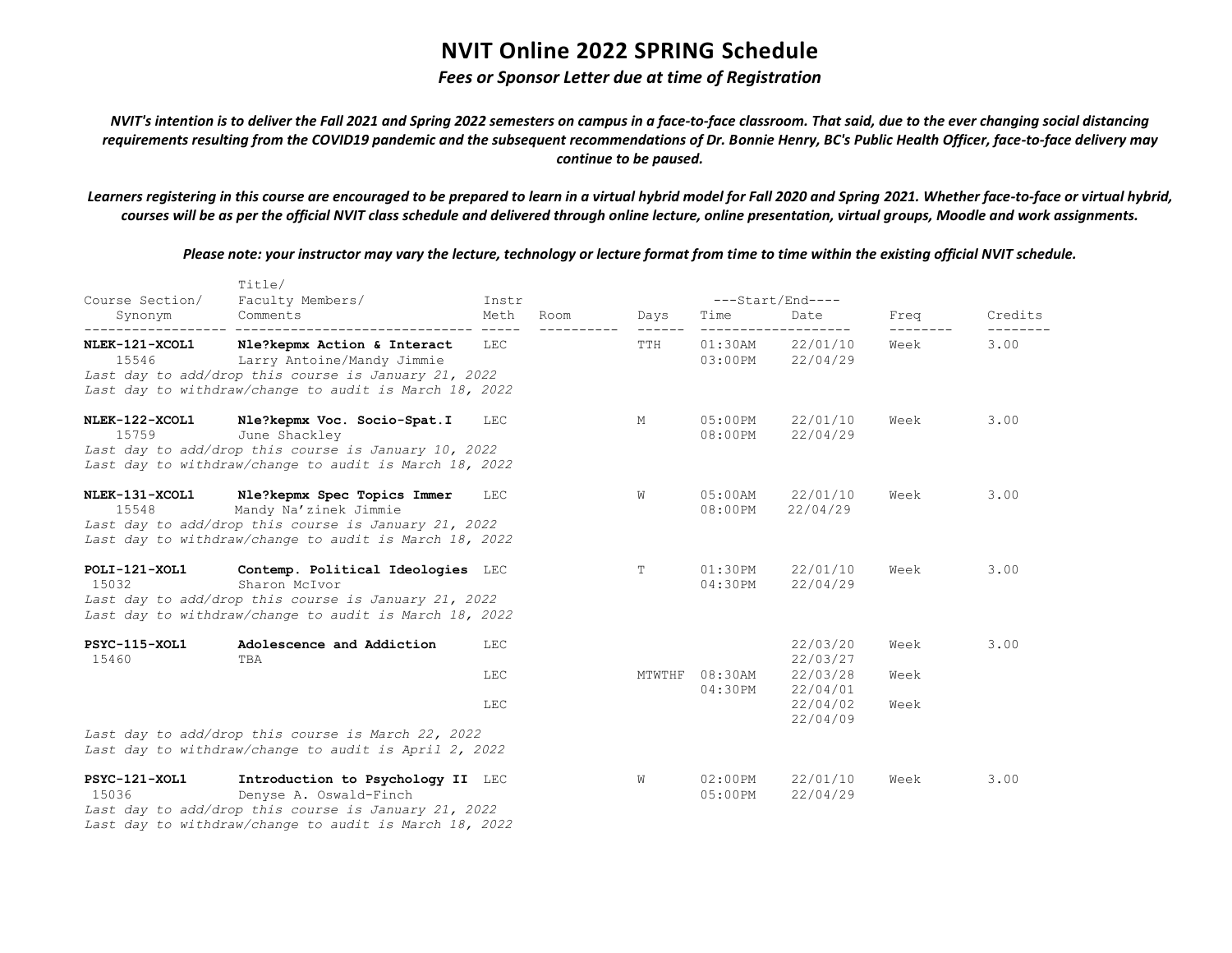# NVIT Online 2022 SPRING Schedule

*Fees or Sponsor Letter due at time of Registration*

***NVIT's intention is to deliver the Fall 2021 and Spring 2022 semesters on campus in a face-to-face classroom. That said, due to the ever changing social distancing requirements resulting from the COVID19 pandemic and the subsequent recommendations of Dr. Bonnie Henry, BC's Public Health Officer, face-to-face delivery may continue to be paused.***

***Learners registering in this course are encouraged to be prepared to learn in a virtual hybrid model for Fall 2020 and Spring 2021. Whether face-to-face or virtual hybrid, courses will be as per the official NVIT class schedule and delivered through online lecture, online presentation, virtual groups, Moodle and work assignments.***

***Please note: your instructor may vary the lecture, technology or lecture format from time to time within the existing official NVIT schedule.***

| Course Section/ Synonym | Title/ Faculty Members/ Comments | Instr Meth | Room | Days | Start/End Time | Start/End Date | Freq | Credits |
|---|---|---|---|---|---|---|---|---|
| **NLEK-121-XCOL1** 15546 | **Nle?kepmx Action & Interact** Larry Antoine/Mandy Jimmie | LEC | | TTH | 01:30AM 03:00PM | 22/01/10 22/04/29 | Week | 3.00 |
| *Last day to add/drop this course is January 21, 2022* *Last day to withdraw/change to audit is March 18, 2022* | | | | | | | | |
| **NLEK-122-XCOL1** 15759 | **Nle?kepmx Voc. Socio-Spat.I** June Shackley | LEC | | M | 05:00PM 08:00PM | 22/01/10 22/04/29 | Week | 3.00 |
| *Last day to add/drop this course is January 10, 2022* *Last day to withdraw/change to audit is March 18, 2022* | | | | | | | | |
| **NLEK-131-XCOL1** 15548 | **Nle?kepmx Spec Topics Immer** Mandy Na'zinek Jimmie | LEC | | W | 05:00AM 08:00PM | 22/01/10 22/04/29 | Week | 3.00 |
| *Last day to add/drop this course is January 21, 2022* *Last day to withdraw/change to audit is March 18, 2022* | | | | | | | | |
| **POLI-121-XOL1** 15032 | **Contemp. Political Ideologies** Sharon McIvor | LEC | | T | 01:30PM 04:30PM | 22/01/10 22/04/29 | Week | 3.00 |
| *Last day to add/drop this course is January 21, 2022* *Last day to withdraw/change to audit is March 18, 2022* | | | | | | | | |
| **PSYC-115-XOL1** 15460 | **Adolescence and Addiction** TBA | LEC | | | | 22/03/20 22/03/27 | Week | 3.00 |
| | | LEC | | MTWTHF | 08:30AM 04:30PM | 22/03/28 22/04/01 | Week | |
| | | LEC | | | | 22/04/02 22/04/09 | Week | |
| *Last day to add/drop this course is March 22, 2022* *Last day to withdraw/change to audit is April 2, 2022* | | | | | | | | |
| **PSYC-121-XOL1** 15036 | **Introduction to Psychology II** Denyse A. Oswald-Finch | LEC | | W | 02:00PM 05:00PM | 22/01/10 22/04/29 | Week | 3.00 |
| *Last day to add/drop this course is January 21, 2022* *Last day to withdraw/change to audit is March 18, 2022* | | | | | | | | |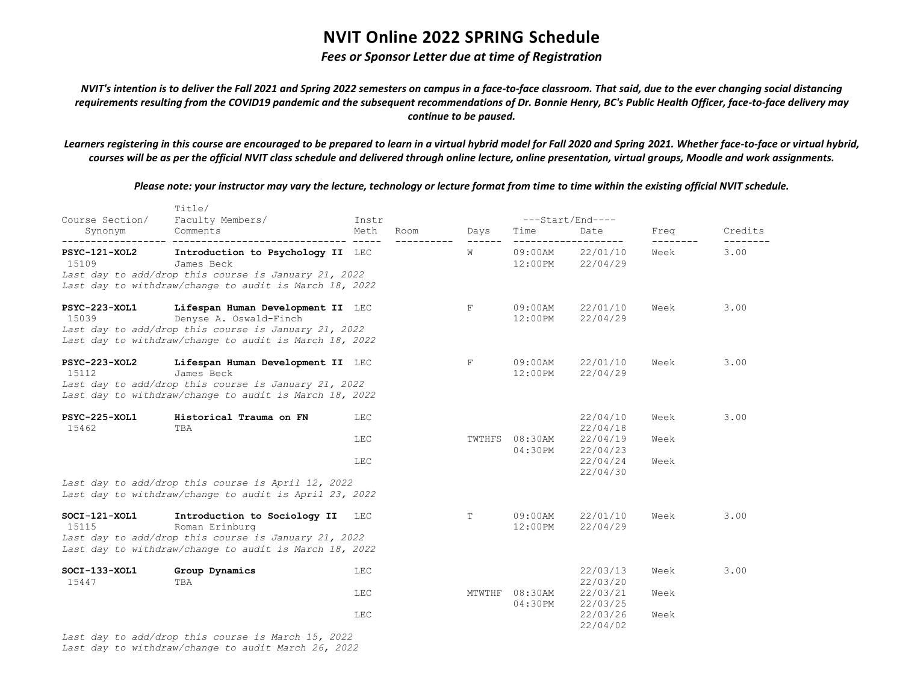# NVIT Online 2022 SPRING Schedule

*Fees or Sponsor Letter due at time of Registration*

*NVIT's intention is to deliver the Fall 2021 and Spring 2022 semesters on campus in a face-to-face classroom. That said, due to the ever changing social distancing requirements resulting from the COVID19 pandemic and the subsequent recommendations of Dr. Bonnie Henry, BC's Public Health Officer, face-to-face delivery may continue to be paused.*

*Learners registering in this course are encouraged to be prepared to learn in a virtual hybrid model for Fall 2020 and Spring 2021. Whether face-to-face or virtual hybrid, courses will be as per the official NVIT class schedule and delivered through online lecture, online presentation, virtual groups, Moodle and work assignments.*

*Please note: your instructor may vary the lecture, technology or lecture format from time to time within the existing official NVIT schedule.*

| Course Section/ Synonym | Title/ Faculty Members/ Comments | Instr Meth | Room | Days | Start/End Time | Start/End Date | Freq | Credits |
|---|---|---|---|---|---|---|---|---|
| **PSYC-121-XOL2** 15109 | **Introduction to Psychology II** James Beck | LEC | | W | 09:00AM 12:00PM | 22/01/10 22/04/29 | Week | 3.00 |
| *Last day to add/drop this course is January 21, 2022* *Last day to withdraw/change to audit is March 18, 2022* | | | | | | | | |
| **PSYC-223-XOL1** 15039 | **Lifespan Human Development II** Denyse A. Oswald-Finch | LEC | | F | 09:00AM 12:00PM | 22/01/10 22/04/29 | Week | 3.00 |
| *Last day to add/drop this course is January 21, 2022* *Last day to withdraw/change to audit is March 18, 2022* | | | | | | | | |
| **PSYC-223-XOL2** 15112 | **Lifespan Human Development II** James Beck | LEC | | F | 09:00AM 12:00PM | 22/01/10 22/04/29 | Week | 3.00 |
| *Last day to add/drop this course is January 21, 2022* *Last day to withdraw/change to audit is March 18, 2022* | | | | | | | | |
| **PSYC-225-XOL1** 15462 | **Historical Trauma on FN** TBA | LEC | | | | 22/04/10 22/04/18 | Week | 3.00 |
| | | LEC | | TWTHFS | 08:30AM 04:30PM | 22/04/19 22/04/23 | Week | |
| | | LEC | | | | 22/04/24 22/04/30 | Week | |
| *Last day to add/drop this course is April 12, 2022* *Last day to withdraw/change to audit is April 23, 2022* | | | | | | | | |
| **SOCI-121-XOL1** 15115 | **Introduction to Sociology II** Roman Erinburg | LEC | | T | 09:00AM 12:00PM | 22/01/10 22/04/29 | Week | 3.00 |
| *Last day to add/drop this course is January 21, 2022* *Last day to withdraw/change to audit is March 18, 2022* | | | | | | | | |
| **SOCI-133-XOL1** 15447 | **Group Dynamics** TBA | LEC | | | | 22/03/13 22/03/20 | Week | 3.00 |
| | | LEC | | MTWTHF | 08:30AM 04:30PM | 22/03/21 22/03/25 | Week | |
| | | LEC | | | | 22/03/26 22/04/02 | Week | |
| *Last day to add/drop this course is March 15, 2022* *Last day to withdraw/change to audit March 26, 2022* | | | | | | | | |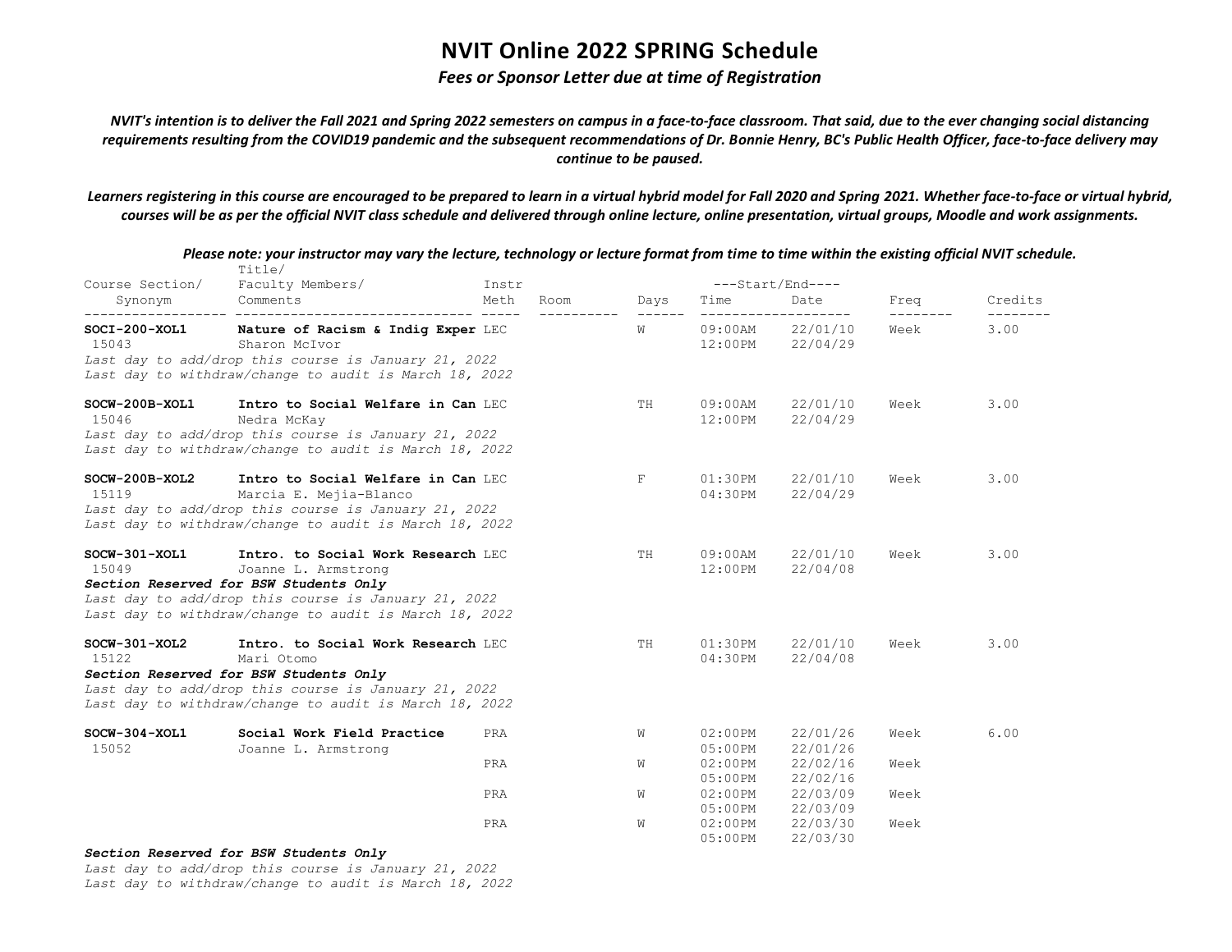# NVIT Online 2022 SPRING Schedule

***Fees or Sponsor Letter due at time of Registration***

***NVIT's intention is to deliver the Fall 2021 and Spring 2022 semesters on campus in a face-to-face classroom. That said, due to the ever changing social distancing requirements resulting from the COVID19 pandemic and the subsequent recommendations of Dr. Bonnie Henry, BC's Public Health Officer, face-to-face delivery may continue to be paused.***

***Learners registering in this course are encouraged to be prepared to learn in a virtual hybrid model for Fall 2020 and Spring 2021. Whether face-to-face or virtual hybrid, courses will be as per the official NVIT class schedule and delivered through online lecture, online presentation, virtual groups, Moodle and work assignments.***

***Please note: your instructor may vary the lecture, technology or lecture format from time to time within the existing official NVIT schedule.***

| Course Section/ Synonym | Title/ Faculty Members/ Comments | Instr Meth | Room | Days | Start/End Time | Start/End Date | Freq | Credits |
|---|---|---|---|---|---|---|---|---|
| **SOCI-200-XOL1** 15043 | **Nature of Racism & Indig Exper** Sharon McIvor | LEC | | W | 09:00AM 12:00PM | 22/01/10 22/04/29 | Week | 3.00 |
| | *Last day to add/drop this course is January 21, 2022* *Last day to withdraw/change to audit is March 18, 2022* | | | | | | | |
| **SOCW-200B-XOL1** 15046 | **Intro to Social Welfare in Can** Nedra McKay | LEC | | TH | 09:00AM 12:00PM | 22/01/10 22/04/29 | Week | 3.00 |
| | *Last day to add/drop this course is January 21, 2022* *Last day to withdraw/change to audit is March 18, 2022* | | | | | | | |
| **SOCW-200B-XOL2** 15119 | **Intro to Social Welfare in Can** Marcia E. Mejia-Blanco | LEC | | F | 01:30PM 04:30PM | 22/01/10 22/04/29 | Week | 3.00 |
| | *Last day to add/drop this course is January 21, 2022* *Last day to withdraw/change to audit is March 18, 2022* | | | | | | | |
| **SOCW-301-XOL1** 15049 | **Intro. to Social Work Research** Joanne L. Armstrong | LEC | | TH | 09:00AM 12:00PM | 22/01/10 22/04/08 | Week | 3.00 |
| | ***Section Reserved for BSW Students Only*** *Last day to add/drop this course is January 21, 2022* *Last day to withdraw/change to audit is March 18, 2022* | | | | | | | |
| **SOCW-301-XOL2** 15122 | **Intro. to Social Work Research** Mari Otomo | LEC | | TH | 01:30PM 04:30PM | 22/01/10 22/04/08 | Week | 3.00 |
| | ***Section Reserved for BSW Students Only*** *Last day to add/drop this course is January 21, 2022* *Last day to withdraw/change to audit is March 18, 2022* | | | | | | | |
| **SOCW-304-XOL1** 15052 | **Social Work Field Practice** Joanne L. Armstrong | PRA | | W | 02:00PM 05:00PM | 22/01/26 22/01/26 | Week | 6.00 |
| | | PRA | | W | 02:00PM 05:00PM | 22/02/16 22/02/16 | Week | |
| | | PRA | | W | 02:00PM 05:00PM | 22/03/09 22/03/09 | Week | |
| | | PRA | | W | 02:00PM 05:00PM | 22/03/30 22/03/30 | Week | |
| | ***Section Reserved for BSW Students Only*** *Last day to add/drop this course is January 21, 2022* *Last day to withdraw/change to audit is March 18, 2022* | | | | | | | |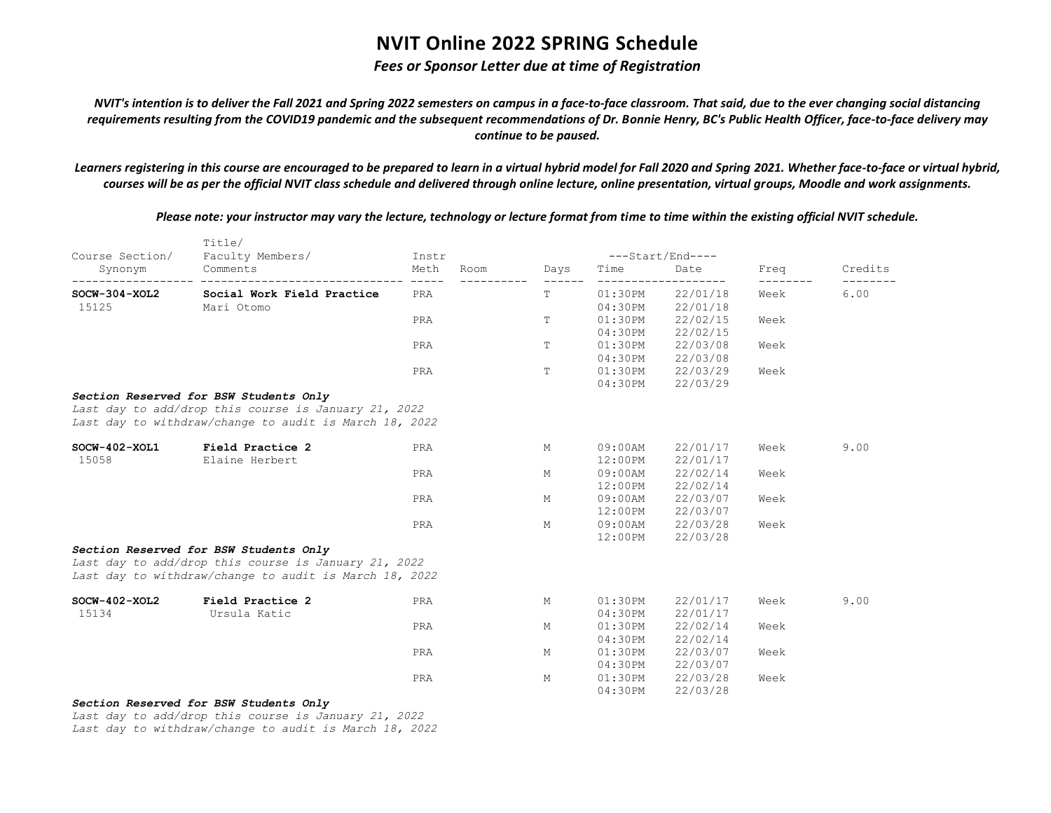# NVIT Online 2022 SPRING Schedule

*Fees or Sponsor Letter due at time of Registration*

*NVIT's intention is to deliver the Fall 2021 and Spring 2022 semesters on campus in a face-to-face classroom. That said, due to the ever changing social distancing requirements resulting from the COVID19 pandemic and the subsequent recommendations of Dr. Bonnie Henry, BC's Public Health Officer, face-to-face delivery may continue to be paused.*

*Learners registering in this course are encouraged to be prepared to learn in a virtual hybrid model for Fall 2020 and Spring 2021. Whether face-to-face or virtual hybrid, courses will be as per the official NVIT class schedule and delivered through online lecture, online presentation, virtual groups, Moodle and work assignments.*

*Please note: your instructor may vary the lecture, technology or lecture format from time to time within the existing official NVIT schedule.*

| Course Section/ Synonym | Title/ Faculty Members/ Comments | Instr Meth | Room | Days | Start/End Time | Start/End Date | Freq | Credits |
|---|---|---|---|---|---|---|---|---|
| **SOCW-304-XOL2** | **Social Work Field Practice** | PRA | | T | 01:30PM | 22/01/18 | Week | 6.00 |
| 15125 | Mari Otomo | | | | 04:30PM | 22/01/18 | | |
| | | PRA | | T | 01:30PM | 22/02/15 | Week | |
| | | | | | 04:30PM | 22/02/15 | | |
| | | PRA | | T | 01:30PM | 22/03/08 | Week | |
| | | | | | 04:30PM | 22/03/08 | | |
| | | PRA | | T | 01:30PM | 22/03/29 | Week | |
| | | | | | 04:30PM | 22/03/29 | | |

***Section Reserved for BSW Students Only***
*Last day to add/drop this course is January 21, 2022*
*Last day to withdraw/change to audit is March 18, 2022*

| Course Section/ Synonym | Title/ Faculty Members/ Comments | Instr Meth | Room | Days | Start/End Time | Start/End Date | Freq | Credits |
|---|---|---|---|---|---|---|---|---|
| **SOCW-402-XOL1** | **Field Practice 2** | PRA | | M | 09:00AM | 22/01/17 | Week | 9.00 |
| 15058 | Elaine Herbert | | | | 12:00PM | 22/01/17 | | |
| | | PRA | | M | 09:00AM | 22/02/14 | Week | |
| | | | | | 12:00PM | 22/02/14 | | |
| | | PRA | | M | 09:00AM | 22/03/07 | Week | |
| | | | | | 12:00PM | 22/03/07 | | |
| | | PRA | | M | 09:00AM | 22/03/28 | Week | |
| | | | | | 12:00PM | 22/03/28 | | |

***Section Reserved for BSW Students Only***
*Last day to add/drop this course is January 21, 2022*
*Last day to withdraw/change to audit is March 18, 2022*

| Course Section/ Synonym | Title/ Faculty Members/ Comments | Instr Meth | Room | Days | Start/End Time | Start/End Date | Freq | Credits |
|---|---|---|---|---|---|---|---|---|
| **SOCW-402-XOL2** | **Field Practice 2** | PRA | | M | 01:30PM | 22/01/17 | Week | 9.00 |
| 15134 | Ursula Katic | | | | 04:30PM | 22/01/17 | | |
| | | PRA | | M | 01:30PM | 22/02/14 | Week | |
| | | | | | 04:30PM | 22/02/14 | | |
| | | PRA | | M | 01:30PM | 22/03/07 | Week | |
| | | | | | 04:30PM | 22/03/07 | | |
| | | PRA | | M | 01:30PM | 22/03/28 | Week | |
| | | | | | 04:30PM | 22/03/28 | | |

***Section Reserved for BSW Students Only***
*Last day to add/drop this course is January 21, 2022*
*Last day to withdraw/change to audit is March 18, 2022*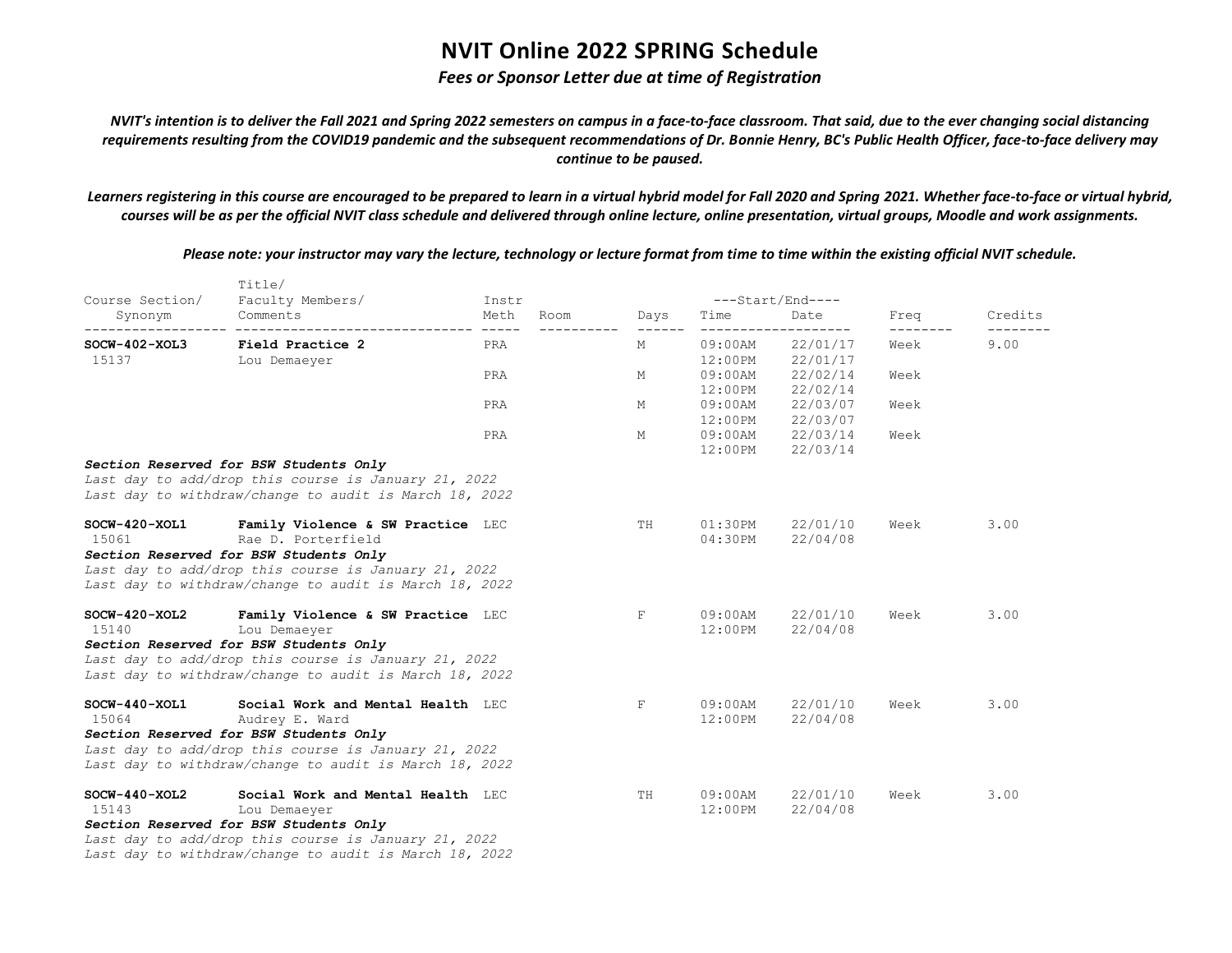# NVIT Online 2022 SPRING Schedule

***Fees or Sponsor Letter due at time of Registration***

***NVIT's intention is to deliver the Fall 2021 and Spring 2022 semesters on campus in a face-to-face classroom. That said, due to the ever changing social distancing requirements resulting from the COVID19 pandemic and the subsequent recommendations of Dr. Bonnie Henry, BC's Public Health Officer, face-to-face delivery may continue to be paused.***

***Learners registering in this course are encouraged to be prepared to learn in a virtual hybrid model for Fall 2020 and Spring 2021. Whether face-to-face or virtual hybrid, courses will be as per the official NVIT class schedule and delivered through online lecture, online presentation, virtual groups, Moodle and work assignments.***

***Please note: your instructor may vary the lecture, technology or lecture format from time to time within the existing official NVIT schedule.***

| Course Section/ Synonym | Title/ Faculty Members/ Comments | Instr Meth | Room | Days | Start/End Time | Start/End Date | Freq | Credits |
|---|---|---|---|---|---|---|---|---|
| **SOCW-402-XOL3** 15137 | **Field Practice 2** Lou Demaeyer | PRA | | M | 09:00AM 12:00PM | 22/01/17 22/01/17 | Week | 9.00 |
| | | PRA | | M | 09:00AM 12:00PM | 22/02/14 22/02/14 | Week | |
| | | PRA | | M | 09:00AM 12:00PM | 22/03/07 22/03/07 | Week | |
| | | PRA | | M | 09:00AM 12:00PM | 22/03/14 22/03/14 | Week | |

***Section Reserved for BSW Students Only***
*Last day to add/drop this course is January 21, 2022*
*Last day to withdraw/change to audit is March 18, 2022*

| Course Section/ Synonym | Title/ Faculty Members/ Comments | Instr Meth | Room | Days | Start/End Time | Start/End Date | Freq | Credits |
|---|---|---|---|---|---|---|---|---|
| **SOCW-420-XOL1** 15061 | **Family Violence & SW Practice** Rae D. Porterfield | LEC | | TH | 01:30PM 04:30PM | 22/01/10 22/04/08 | Week | 3.00 |

***Section Reserved for BSW Students Only***
*Last day to add/drop this course is January 21, 2022*
*Last day to withdraw/change to audit is March 18, 2022*

| Course Section/ Synonym | Title/ Faculty Members/ Comments | Instr Meth | Room | Days | Start/End Time | Start/End Date | Freq | Credits |
|---|---|---|---|---|---|---|---|---|
| **SOCW-420-XOL2** 15140 | **Family Violence & SW Practice** Lou Demaeyer | LEC | | F | 09:00AM 12:00PM | 22/01/10 22/04/08 | Week | 3.00 |

***Section Reserved for BSW Students Only***
*Last day to add/drop this course is January 21, 2022*
*Last day to withdraw/change to audit is March 18, 2022*

| Course Section/ Synonym | Title/ Faculty Members/ Comments | Instr Meth | Room | Days | Start/End Time | Start/End Date | Freq | Credits |
|---|---|---|---|---|---|---|---|---|
| **SOCW-440-XOL1** 15064 | **Social Work and Mental Health** Audrey E. Ward | LEC | | F | 09:00AM 12:00PM | 22/01/10 22/04/08 | Week | 3.00 |

***Section Reserved for BSW Students Only***
*Last day to add/drop this course is January 21, 2022*
*Last day to withdraw/change to audit is March 18, 2022*

| Course Section/ Synonym | Title/ Faculty Members/ Comments | Instr Meth | Room | Days | Start/End Time | Start/End Date | Freq | Credits |
|---|---|---|---|---|---|---|---|---|
| **SOCW-440-XOL2** 15143 | **Social Work and Mental Health** Lou Demaeyer | LEC | | TH | 09:00AM 12:00PM | 22/01/10 22/04/08 | Week | 3.00 |

***Section Reserved for BSW Students Only***
*Last day to add/drop this course is January 21, 2022*
*Last day to withdraw/change to audit is March 18, 2022*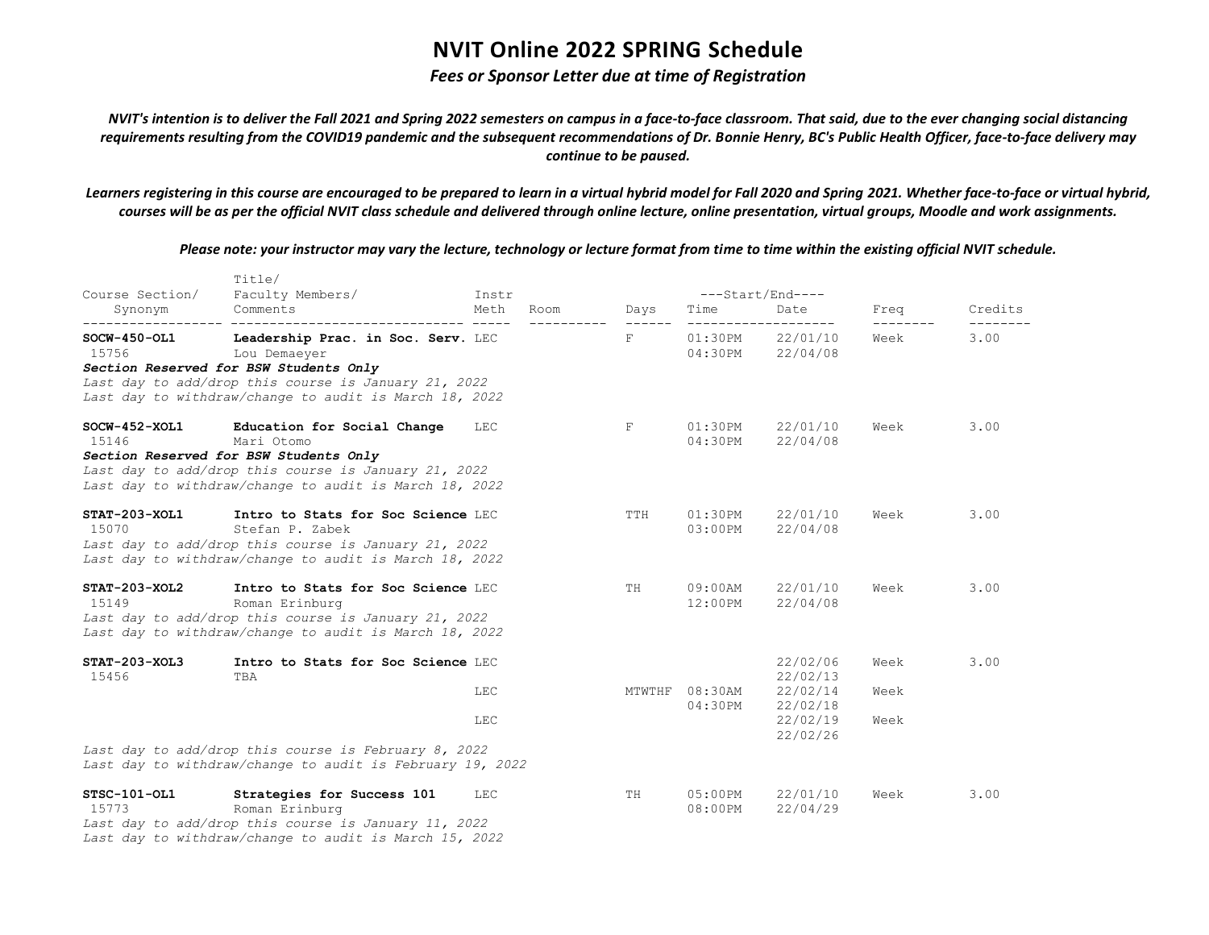# NVIT Online 2022 SPRING Schedule

*Fees or Sponsor Letter due at time of Registration*

*NVIT's intention is to deliver the Fall 2021 and Spring 2022 semesters on campus in a face-to-face classroom. That said, due to the ever changing social distancing requirements resulting from the COVID19 pandemic and the subsequent recommendations of Dr. Bonnie Henry, BC's Public Health Officer, face-to-face delivery may continue to be paused.*

*Learners registering in this course are encouraged to be prepared to learn in a virtual hybrid model for Fall 2020 and Spring 2021. Whether face-to-face or virtual hybrid, courses will be as per the official NVIT class schedule and delivered through online lecture, online presentation, virtual groups, Moodle and work assignments.*

*Please note: your instructor may vary the lecture, technology or lecture format from time to time within the existing official NVIT schedule.*

| Course Section/ Synonym | Title/ Faculty Members/ Comments | Instr Meth | Room | Days | Start/End Time | Start/End Date | Freq | Credits |
|---|---|---|---|---|---|---|---|---|
| **SOCW-450-OL1** 15756 | **Leadership Prac. in Soc. Serv.** Lou Demaeyer | LEC | | F | 01:30PM 04:30PM | 22/01/10 22/04/08 | Week | 3.00 |
| *Section Reserved for BSW Students Only* | | | | | | | | |
| *Last day to add/drop this course is January 21, 2022* | | | | | | | | |
| *Last day to withdraw/change to audit is March 18, 2022* | | | | | | | | |
| **SOCW-452-XOL1** 15146 | **Education for Social Change** Mari Otomo | LEC | | F | 01:30PM 04:30PM | 22/01/10 22/04/08 | Week | 3.00 |
| *Section Reserved for BSW Students Only* | | | | | | | | |
| *Last day to add/drop this course is January 21, 2022* | | | | | | | | |
| *Last day to withdraw/change to audit is March 18, 2022* | | | | | | | | |
| **STAT-203-XOL1** 15070 | **Intro to Stats for Soc Science** Stefan P. Zabek | LEC | | TTH | 01:30PM 03:00PM | 22/01/10 22/04/08 | Week | 3.00 |
| *Last day to add/drop this course is January 21, 2022* | | | | | | | | |
| *Last day to withdraw/change to audit is March 18, 2022* | | | | | | | | |
| **STAT-203-XOL2** 15149 | **Intro to Stats for Soc Science** Roman Erinburg | LEC | | TH | 09:00AM 12:00PM | 22/01/10 22/04/08 | Week | 3.00 |
| *Last day to add/drop this course is January 21, 2022* | | | | | | | | |
| *Last day to withdraw/change to audit is March 18, 2022* | | | | | | | | |
| **STAT-203-XOL3** 15456 | **Intro to Stats for Soc Science** TBA | LEC | | | | 22/02/06 22/02/13 | Week | 3.00 |
| | | LEC | | MTWTHF | 08:30AM 04:30PM | 22/02/14 22/02/18 | Week | |
| | | LEC | | | | 22/02/19 22/02/26 | Week | |
| *Last day to add/drop this course is February 8, 2022* | | | | | | | | |
| *Last day to withdraw/change to audit is February 19, 2022* | | | | | | | | |
| **STSC-101-OL1** 15773 | **Strategies for Success 101** Roman Erinburg | LEC | | TH | 05:00PM 08:00PM | 22/01/10 22/04/29 | Week | 3.00 |
| *Last day to add/drop this course is January 11, 2022* | | | | | | | | |
| *Last day to withdraw/change to audit is March 15, 2022* | | | | | | | | |